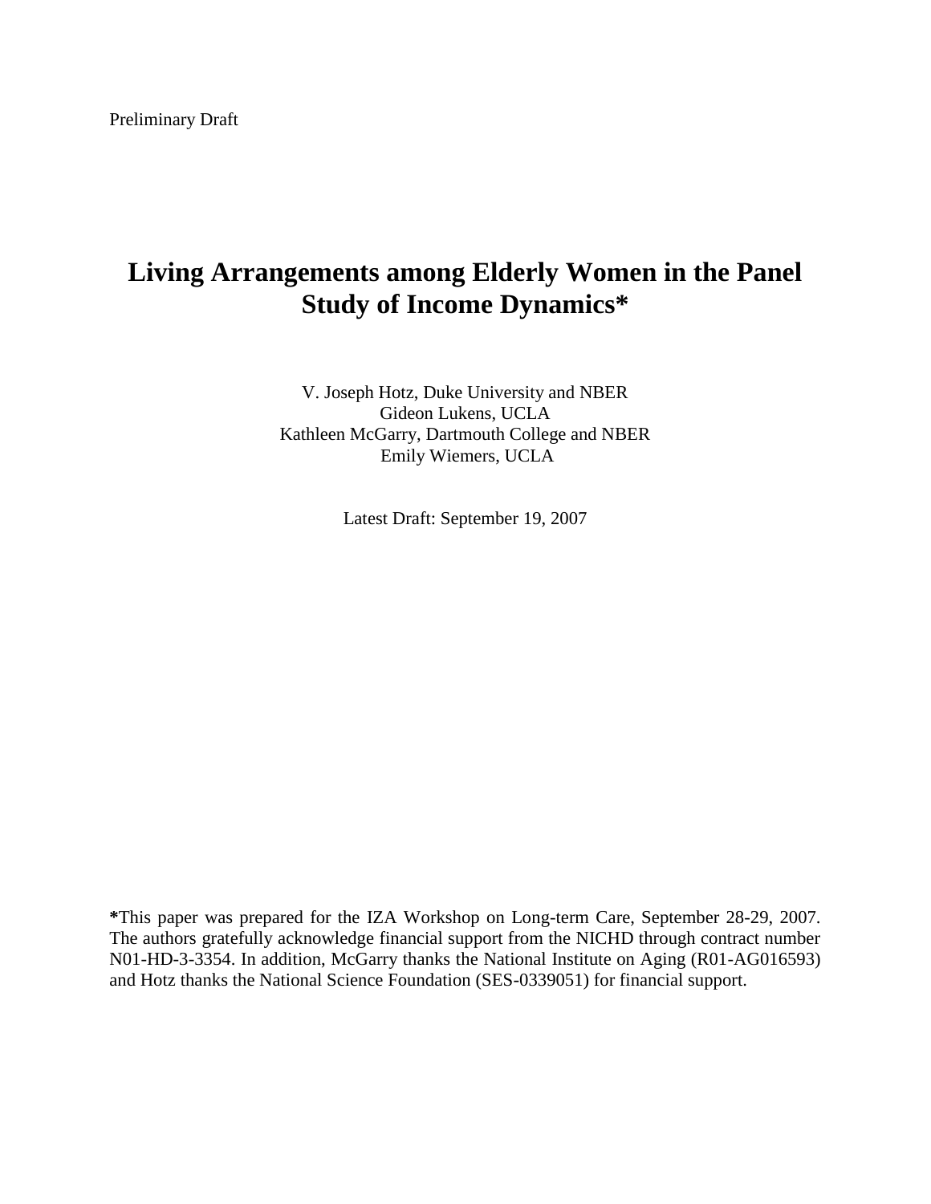Preliminary Draft

# Living Arrangements among Elderly Women in the Panel Study of Income Dynamics*

V. Joseph Hotz, Duke University and NBER
Gideon Lukens, UCLA
Kathleen McGarry, Dartmouth College and NBER
Emily Wiemers, UCLA

Latest Draft: September 19, 2007

**\***This paper was prepared for the IZA Workshop on Long-term Care, September 28-29, 2007. The authors gratefully acknowledge financial support from the NICHD through contract number N01-HD-3-3354. In addition, McGarry thanks the National Institute on Aging (R01-AG016593) and Hotz thanks the National Science Foundation (SES-0339051) for financial support.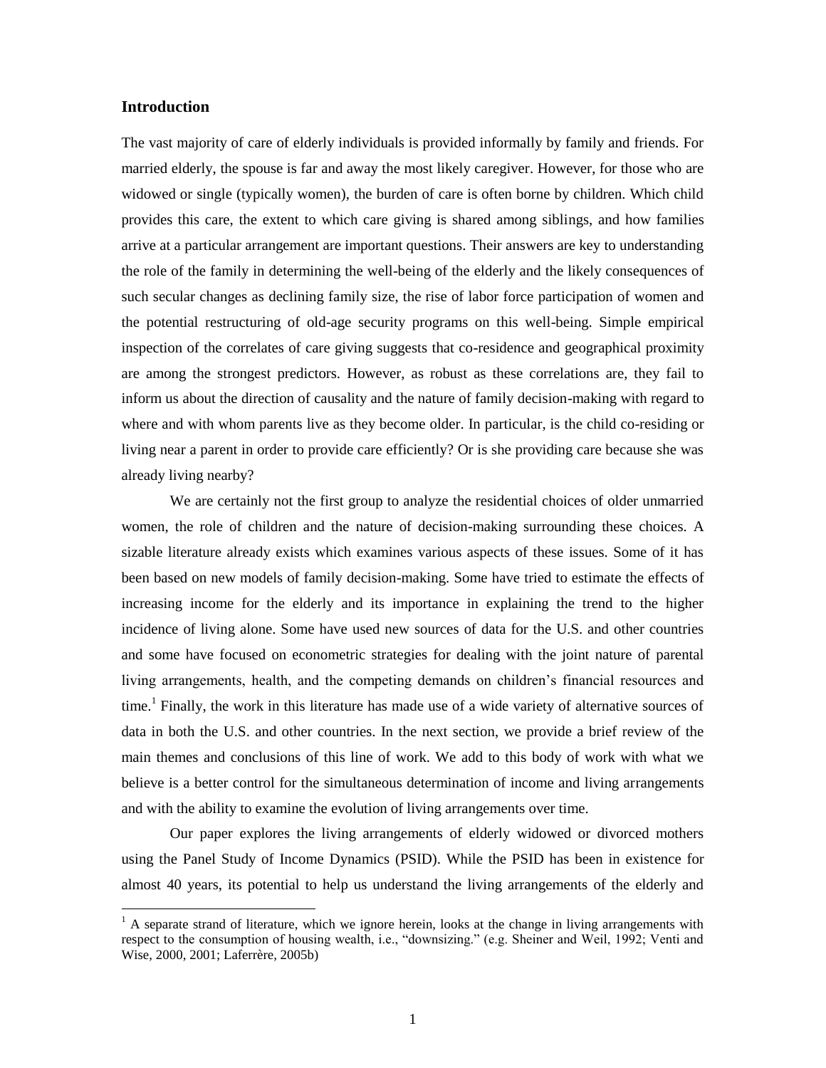## Introduction

The vast majority of care of elderly individuals is provided informally by family and friends. For married elderly, the spouse is far and away the most likely caregiver. However, for those who are widowed or single (typically women), the burden of care is often borne by children. Which child provides this care, the extent to which care giving is shared among siblings, and how families arrive at a particular arrangement are important questions. Their answers are key to understanding the role of the family in determining the well-being of the elderly and the likely consequences of such secular changes as declining family size, the rise of labor force participation of women and the potential restructuring of old-age security programs on this well-being. Simple empirical inspection of the correlates of care giving suggests that co-residence and geographical proximity are among the strongest predictors. However, as robust as these correlations are, they fail to inform us about the direction of causality and the nature of family decision-making with regard to where and with whom parents live as they become older. In particular, is the child co-residing or living near a parent in order to provide care efficiently? Or is she providing care because she was already living nearby?

We are certainly not the first group to analyze the residential choices of older unmarried women, the role of children and the nature of decision-making surrounding these choices. A sizable literature already exists which examines various aspects of these issues. Some of it has been based on new models of family decision-making. Some have tried to estimate the effects of increasing income for the elderly and its importance in explaining the trend to the higher incidence of living alone. Some have used new sources of data for the U.S. and other countries and some have focused on econometric strategies for dealing with the joint nature of parental living arrangements, health, and the competing demands on children's financial resources and time.[1] Finally, the work in this literature has made use of a wide variety of alternative sources of data in both the U.S. and other countries. In the next section, we provide a brief review of the main themes and conclusions of this line of work. We add to this body of work with what we believe is a better control for the simultaneous determination of income and living arrangements and with the ability to examine the evolution of living arrangements over time.

Our paper explores the living arrangements of elderly widowed or divorced mothers using the Panel Study of Income Dynamics (PSID). While the PSID has been in existence for almost 40 years, its potential to help us understand the living arrangements of the elderly and

[1] A separate strand of literature, which we ignore herein, looks at the change in living arrangements with respect to the consumption of housing wealth, i.e., "downsizing." (e.g. Sheiner and Weil, 1992; Venti and Wise, 2000, 2001; Laferrère, 2005b)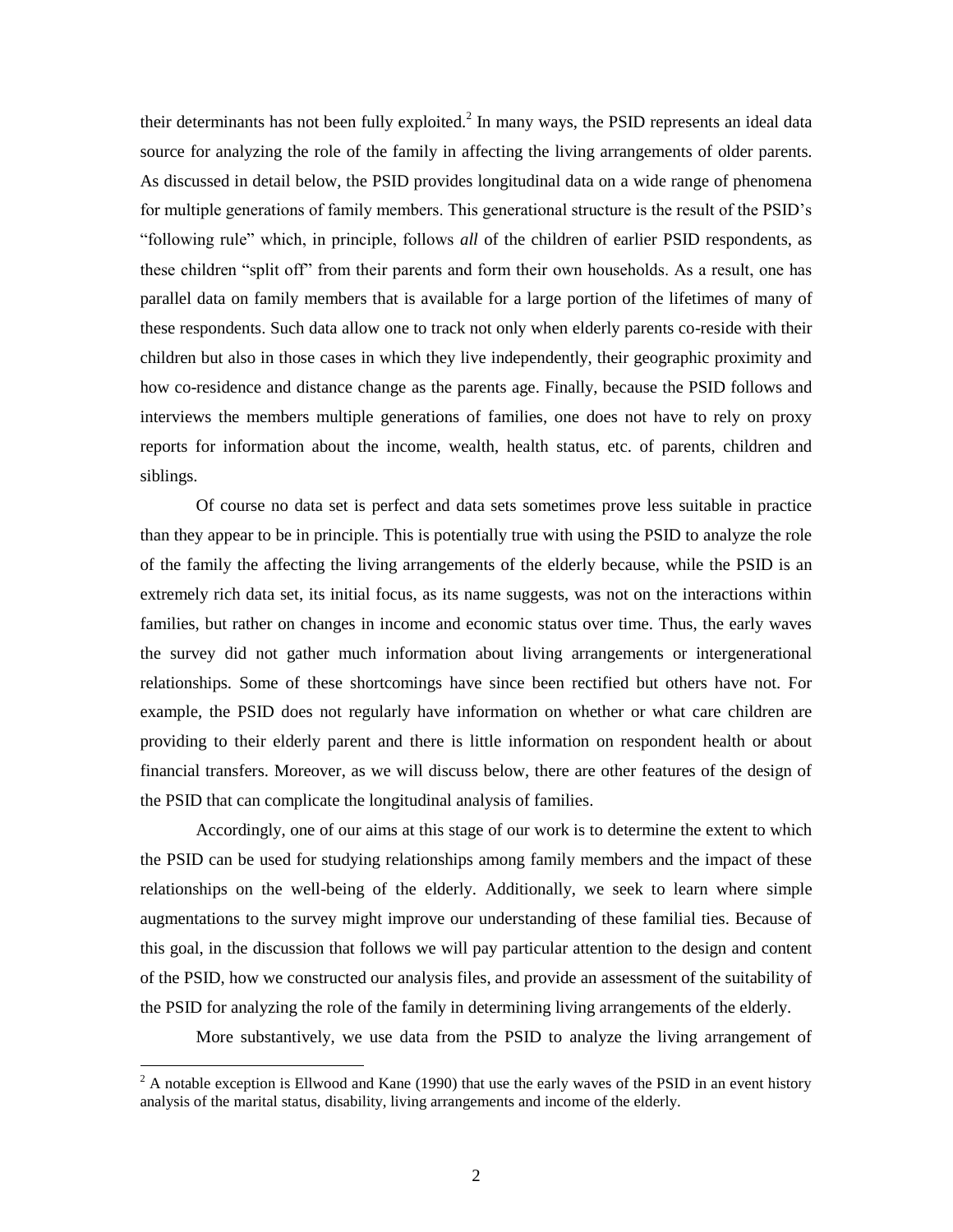their determinants has not been fully exploited.[2] In many ways, the PSID represents an ideal data source for analyzing the role of the family in affecting the living arrangements of older parents. As discussed in detail below, the PSID provides longitudinal data on a wide range of phenomena for multiple generations of family members. This generational structure is the result of the PSID's "following rule" which, in principle, follows *all* of the children of earlier PSID respondents, as these children "split off" from their parents and form their own households. As a result, one has parallel data on family members that is available for a large portion of the lifetimes of many of these respondents. Such data allow one to track not only when elderly parents co-reside with their children but also in those cases in which they live independently, their geographic proximity and how co-residence and distance change as the parents age. Finally, because the PSID follows and interviews the members multiple generations of families, one does not have to rely on proxy reports for information about the income, wealth, health status, etc. of parents, children and siblings.

Of course no data set is perfect and data sets sometimes prove less suitable in practice than they appear to be in principle. This is potentially true with using the PSID to analyze the role of the family the affecting the living arrangements of the elderly because, while the PSID is an extremely rich data set, its initial focus, as its name suggests, was not on the interactions within families, but rather on changes in income and economic status over time. Thus, the early waves the survey did not gather much information about living arrangements or intergenerational relationships. Some of these shortcomings have since been rectified but others have not. For example, the PSID does not regularly have information on whether or what care children are providing to their elderly parent and there is little information on respondent health or about financial transfers. Moreover, as we will discuss below, there are other features of the design of the PSID that can complicate the longitudinal analysis of families.

Accordingly, one of our aims at this stage of our work is to determine the extent to which the PSID can be used for studying relationships among family members and the impact of these relationships on the well-being of the elderly. Additionally, we seek to learn where simple augmentations to the survey might improve our understanding of these familial ties. Because of this goal, in the discussion that follows we will pay particular attention to the design and content of the PSID, how we constructed our analysis files, and provide an assessment of the suitability of the PSID for analyzing the role of the family in determining living arrangements of the elderly.

More substantively, we use data from the PSID to analyze the living arrangement of

---

[2] A notable exception is Ellwood and Kane (1990) that use the early waves of the PSID in an event history analysis of the marital status, disability, living arrangements and income of the elderly.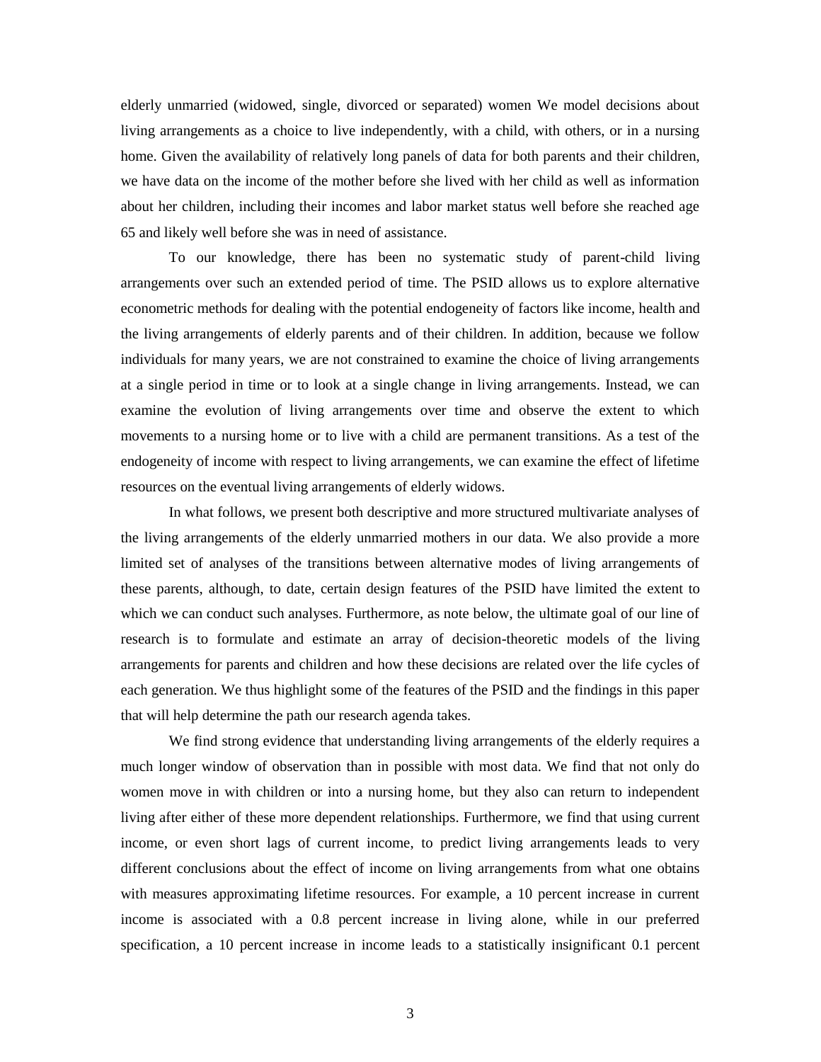elderly unmarried (widowed, single, divorced or separated) women We model decisions about living arrangements as a choice to live independently, with a child, with others, or in a nursing home. Given the availability of relatively long panels of data for both parents and their children, we have data on the income of the mother before she lived with her child as well as information about her children, including their incomes and labor market status well before she reached age 65 and likely well before she was in need of assistance.

To our knowledge, there has been no systematic study of parent-child living arrangements over such an extended period of time. The PSID allows us to explore alternative econometric methods for dealing with the potential endogeneity of factors like income, health and the living arrangements of elderly parents and of their children. In addition, because we follow individuals for many years, we are not constrained to examine the choice of living arrangements at a single period in time or to look at a single change in living arrangements. Instead, we can examine the evolution of living arrangements over time and observe the extent to which movements to a nursing home or to live with a child are permanent transitions. As a test of the endogeneity of income with respect to living arrangements, we can examine the effect of lifetime resources on the eventual living arrangements of elderly widows.

In what follows, we present both descriptive and more structured multivariate analyses of the living arrangements of the elderly unmarried mothers in our data. We also provide a more limited set of analyses of the transitions between alternative modes of living arrangements of these parents, although, to date, certain design features of the PSID have limited the extent to which we can conduct such analyses. Furthermore, as note below, the ultimate goal of our line of research is to formulate and estimate an array of decision-theoretic models of the living arrangements for parents and children and how these decisions are related over the life cycles of each generation. We thus highlight some of the features of the PSID and the findings in this paper that will help determine the path our research agenda takes.

We find strong evidence that understanding living arrangements of the elderly requires a much longer window of observation than in possible with most data. We find that not only do women move in with children or into a nursing home, but they also can return to independent living after either of these more dependent relationships. Furthermore, we find that using current income, or even short lags of current income, to predict living arrangements leads to very different conclusions about the effect of income on living arrangements from what one obtains with measures approximating lifetime resources. For example, a 10 percent increase in current income is associated with a 0.8 percent increase in living alone, while in our preferred specification, a 10 percent increase in income leads to a statistically insignificant 0.1 percent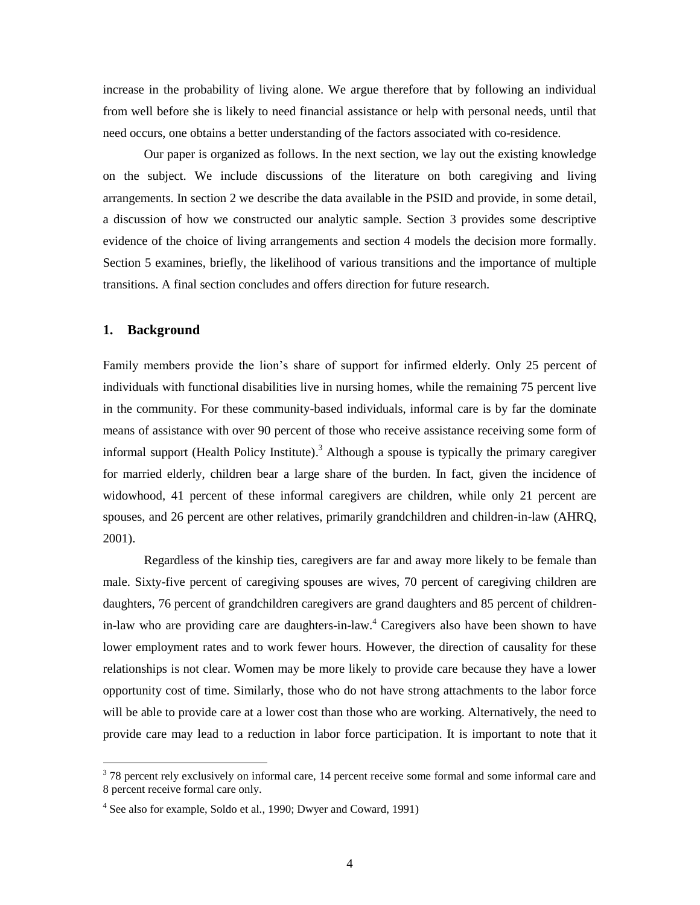increase in the probability of living alone. We argue therefore that by following an individual from well before she is likely to need financial assistance or help with personal needs, until that need occurs, one obtains a better understanding of the factors associated with co-residence.

Our paper is organized as follows. In the next section, we lay out the existing knowledge on the subject. We include discussions of the literature on both caregiving and living arrangements. In section 2 we describe the data available in the PSID and provide, in some detail, a discussion of how we constructed our analytic sample. Section 3 provides some descriptive evidence of the choice of living arrangements and section 4 models the decision more formally. Section 5 examines, briefly, the likelihood of various transitions and the importance of multiple transitions. A final section concludes and offers direction for future research.

## 1. Background

Family members provide the lion's share of support for infirmed elderly. Only 25 percent of individuals with functional disabilities live in nursing homes, while the remaining 75 percent live in the community. For these community-based individuals, informal care is by far the dominate means of assistance with over 90 percent of those who receive assistance receiving some form of informal support (Health Policy Institute).[3] Although a spouse is typically the primary caregiver for married elderly, children bear a large share of the burden. In fact, given the incidence of widowhood, 41 percent of these informal caregivers are children, while only 21 percent are spouses, and 26 percent are other relatives, primarily grandchildren and children-in-law (AHRQ, 2001).

Regardless of the kinship ties, caregivers are far and away more likely to be female than male. Sixty-five percent of caregiving spouses are wives, 70 percent of caregiving children are daughters, 76 percent of grandchildren caregivers are grand daughters and 85 percent of children-in-law who are providing care are daughters-in-law.[4] Caregivers also have been shown to have lower employment rates and to work fewer hours. However, the direction of causality for these relationships is not clear. Women may be more likely to provide care because they have a lower opportunity cost of time. Similarly, those who do not have strong attachments to the labor force will be able to provide care at a lower cost than those who are working. Alternatively, the need to provide care may lead to a reduction in labor force participation. It is important to note that it

[3] 78 percent rely exclusively on informal care, 14 percent receive some formal and some informal care and 8 percent receive formal care only.

[4] See also for example, Soldo et al., 1990; Dwyer and Coward, 1991)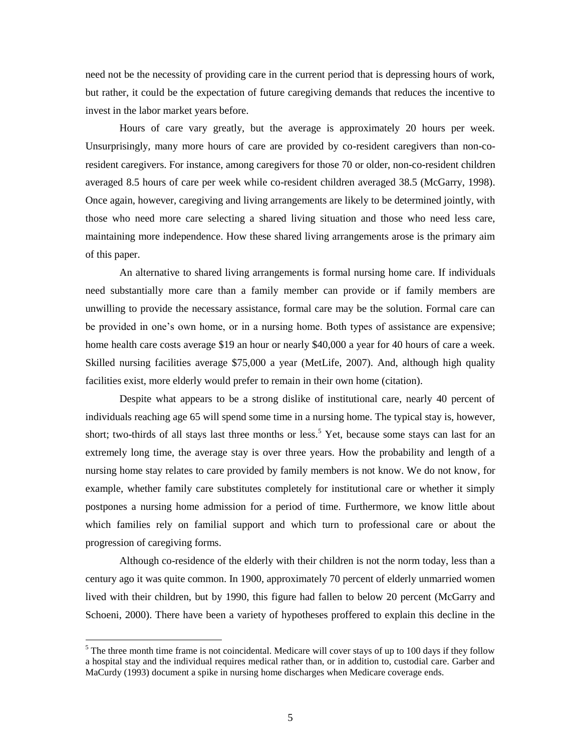need not be the necessity of providing care in the current period that is depressing hours of work, but rather, it could be the expectation of future caregiving demands that reduces the incentive to invest in the labor market years before.

Hours of care vary greatly, but the average is approximately 20 hours per week. Unsurprisingly, many more hours of care are provided by co-resident caregivers than non-co-resident caregivers. For instance, among caregivers for those 70 or older, non-co-resident children averaged 8.5 hours of care per week while co-resident children averaged 38.5 (McGarry, 1998). Once again, however, caregiving and living arrangements are likely to be determined jointly, with those who need more care selecting a shared living situation and those who need less care, maintaining more independence. How these shared living arrangements arose is the primary aim of this paper.

An alternative to shared living arrangements is formal nursing home care. If individuals need substantially more care than a family member can provide or if family members are unwilling to provide the necessary assistance, formal care may be the solution. Formal care can be provided in one's own home, or in a nursing home. Both types of assistance are expensive; home health care costs average $19 an hour or nearly $40,000 a year for 40 hours of care a week. Skilled nursing facilities average $75,000 a year (MetLife, 2007). And, although high quality facilities exist, more elderly would prefer to remain in their own home (citation).

Despite what appears to be a strong dislike of institutional care, nearly 40 percent of individuals reaching age 65 will spend some time in a nursing home. The typical stay is, however, short; two-thirds of all stays last three months or less.[5] Yet, because some stays can last for an extremely long time, the average stay is over three years. How the probability and length of a nursing home stay relates to care provided by family members is not know. We do not know, for example, whether family care substitutes completely for institutional care or whether it simply postpones a nursing home admission for a period of time. Furthermore, we know little about which families rely on familial support and which turn to professional care or about the progression of caregiving forms.

Although co-residence of the elderly with their children is not the norm today, less than a century ago it was quite common. In 1900, approximately 70 percent of elderly unmarried women lived with their children, but by 1990, this figure had fallen to below 20 percent (McGarry and Schoeni, 2000). There have been a variety of hypotheses proffered to explain this decline in the

[5] The three month time frame is not coincidental. Medicare will cover stays of up to 100 days if they follow a hospital stay and the individual requires medical rather than, or in addition to, custodial care. Garber and MaCurdy (1993) document a spike in nursing home discharges when Medicare coverage ends.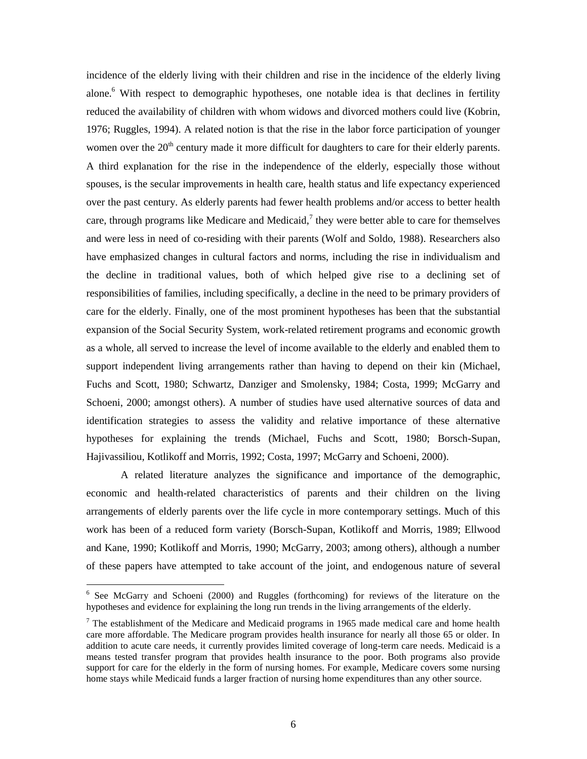incidence of the elderly living with their children and rise in the incidence of the elderly living alone.[6] With respect to demographic hypotheses, one notable idea is that declines in fertility reduced the availability of children with whom widows and divorced mothers could live (Kobrin, 1976; Ruggles, 1994). A related notion is that the rise in the labor force participation of younger women over the 20th century made it more difficult for daughters to care for their elderly parents. A third explanation for the rise in the independence of the elderly, especially those without spouses, is the secular improvements in health care, health status and life expectancy experienced over the past century. As elderly parents had fewer health problems and/or access to better health care, through programs like Medicare and Medicaid,[7] they were better able to care for themselves and were less in need of co-residing with their parents (Wolf and Soldo, 1988). Researchers also have emphasized changes in cultural factors and norms, including the rise in individualism and the decline in traditional values, both of which helped give rise to a declining set of responsibilities of families, including specifically, a decline in the need to be primary providers of care for the elderly. Finally, one of the most prominent hypotheses has been that the substantial expansion of the Social Security System, work-related retirement programs and economic growth as a whole, all served to increase the level of income available to the elderly and enabled them to support independent living arrangements rather than having to depend on their kin (Michael, Fuchs and Scott, 1980; Schwartz, Danziger and Smolensky, 1984; Costa, 1999; McGarry and Schoeni, 2000; amongst others). A number of studies have used alternative sources of data and identification strategies to assess the validity and relative importance of these alternative hypotheses for explaining the trends (Michael, Fuchs and Scott, 1980; Borsch-Supan, Hajivassiliou, Kotlikoff and Morris, 1992; Costa, 1997; McGarry and Schoeni, 2000).

A related literature analyzes the significance and importance of the demographic, economic and health-related characteristics of parents and their children on the living arrangements of elderly parents over the life cycle in more contemporary settings. Much of this work has been of a reduced form variety (Borsch-Supan, Kotlikoff and Morris, 1989; Ellwood and Kane, 1990; Kotlikoff and Morris, 1990; McGarry, 2003; among others), although a number of these papers have attempted to take account of the joint, and endogenous nature of several

---

[6] See McGarry and Schoeni (2000) and Ruggles (forthcoming) for reviews of the literature on the hypotheses and evidence for explaining the long run trends in the living arrangements of the elderly.

[7] The establishment of the Medicare and Medicaid programs in 1965 made medical care and home health care more affordable. The Medicare program provides health insurance for nearly all those 65 or older. In addition to acute care needs, it currently provides limited coverage of long-term care needs. Medicaid is a means tested transfer program that provides health insurance to the poor. Both programs also provide support for care for the elderly in the form of nursing homes. For example, Medicare covers some nursing home stays while Medicaid funds a larger fraction of nursing home expenditures than any other source.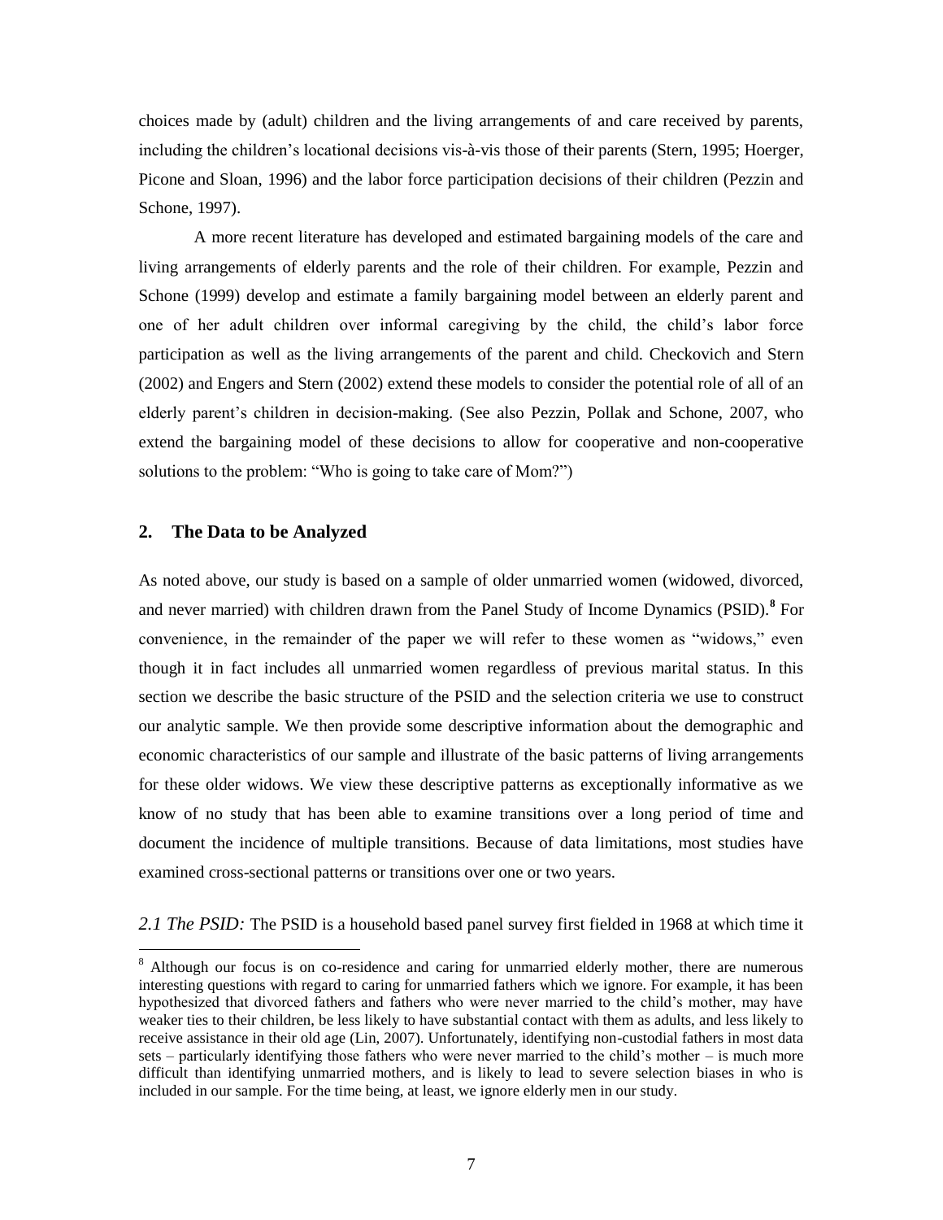choices made by (adult) children and the living arrangements of and care received by parents, including the children's locational decisions vis-à-vis those of their parents (Stern, 1995; Hoerger, Picone and Sloan, 1996) and the labor force participation decisions of their children (Pezzin and Schone, 1997).

A more recent literature has developed and estimated bargaining models of the care and living arrangements of elderly parents and the role of their children. For example, Pezzin and Schone (1999) develop and estimate a family bargaining model between an elderly parent and one of her adult children over informal caregiving by the child, the child's labor force participation as well as the living arrangements of the parent and child. Checkovich and Stern (2002) and Engers and Stern (2002) extend these models to consider the potential role of all of an elderly parent's children in decision-making. (See also Pezzin, Pollak and Schone, 2007, who extend the bargaining model of these decisions to allow for cooperative and non-cooperative solutions to the problem: "Who is going to take care of Mom?")

## 2. The Data to be Analyzed

As noted above, our study is based on a sample of older unmarried women (widowed, divorced, and never married) with children drawn from the Panel Study of Income Dynamics (PSID).[8] For convenience, in the remainder of the paper we will refer to these women as "widows," even though it in fact includes all unmarried women regardless of previous marital status. In this section we describe the basic structure of the PSID and the selection criteria we use to construct our analytic sample. We then provide some descriptive information about the demographic and economic characteristics of our sample and illustrate of the basic patterns of living arrangements for these older widows. We view these descriptive patterns as exceptionally informative as we know of no study that has been able to examine transitions over a long period of time and document the incidence of multiple transitions. Because of data limitations, most studies have examined cross-sectional patterns or transitions over one or two years.

*2.1 The PSID:* The PSID is a household based panel survey first fielded in 1968 at which time it

[8] Although our focus is on co-residence and caring for unmarried elderly mother, there are numerous interesting questions with regard to caring for unmarried fathers which we ignore. For example, it has been hypothesized that divorced fathers and fathers who were never married to the child's mother, may have weaker ties to their children, be less likely to have substantial contact with them as adults, and less likely to receive assistance in their old age (Lin, 2007). Unfortunately, identifying non-custodial fathers in most data sets – particularly identifying those fathers who were never married to the child's mother – is much more difficult than identifying unmarried mothers, and is likely to lead to severe selection biases in who is included in our sample. For the time being, at least, we ignore elderly men in our study.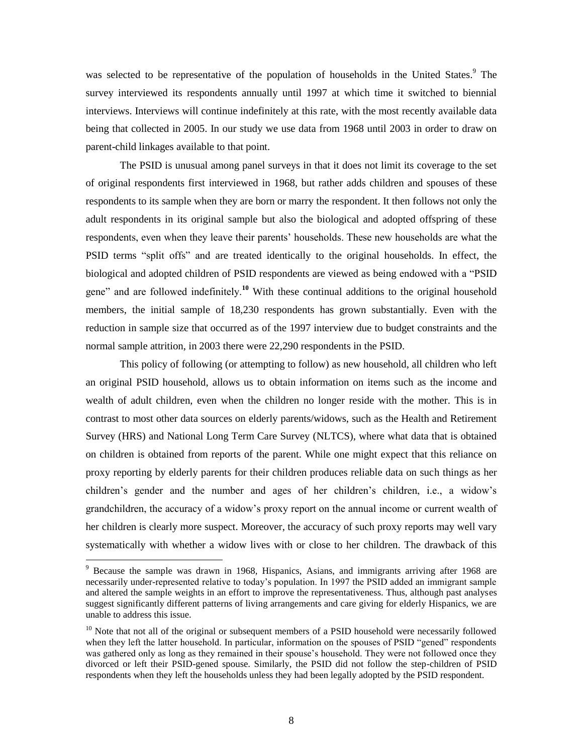was selected to be representative of the population of households in the United States.[9] The survey interviewed its respondents annually until 1997 at which time it switched to biennial interviews. Interviews will continue indefinitely at this rate, with the most recently available data being that collected in 2005. In our study we use data from 1968 until 2003 in order to draw on parent-child linkages available to that point.

The PSID is unusual among panel surveys in that it does not limit its coverage to the set of original respondents first interviewed in 1968, but rather adds children and spouses of these respondents to its sample when they are born or marry the respondent. It then follows not only the adult respondents in its original sample but also the biological and adopted offspring of these respondents, even when they leave their parents' households. These new households are what the PSID terms "split offs" and are treated identically to the original households. In effect, the biological and adopted children of PSID respondents are viewed as being endowed with a "PSID gene" and are followed indefinitely.[10] With these continual additions to the original household members, the initial sample of 18,230 respondents has grown substantially. Even with the reduction in sample size that occurred as of the 1997 interview due to budget constraints and the normal sample attrition, in 2003 there were 22,290 respondents in the PSID.

This policy of following (or attempting to follow) as new household, all children who left an original PSID household, allows us to obtain information on items such as the income and wealth of adult children, even when the children no longer reside with the mother. This is in contrast to most other data sources on elderly parents/widows, such as the Health and Retirement Survey (HRS) and National Long Term Care Survey (NLTCS), where what data that is obtained on children is obtained from reports of the parent. While one might expect that this reliance on proxy reporting by elderly parents for their children produces reliable data on such things as her children's gender and the number and ages of her children's children, i.e., a widow's grandchildren, the accuracy of a widow's proxy report on the annual income or current wealth of her children is clearly more suspect. Moreover, the accuracy of such proxy reports may well vary systematically with whether a widow lives with or close to her children. The drawback of this

[9] Because the sample was drawn in 1968, Hispanics, Asians, and immigrants arriving after 1968 are necessarily under-represented relative to today's population. In 1997 the PSID added an immigrant sample and altered the sample weights in an effort to improve the representativeness. Thus, although past analyses suggest significantly different patterns of living arrangements and care giving for elderly Hispanics, we are unable to address this issue.

[10] Note that not all of the original or subsequent members of a PSID household were necessarily followed when they left the latter household. In particular, information on the spouses of PSID "gened" respondents was gathered only as long as they remained in their spouse's household. They were not followed once they divorced or left their PSID-gened spouse. Similarly, the PSID did not follow the step-children of PSID respondents when they left the households unless they had been legally adopted by the PSID respondent.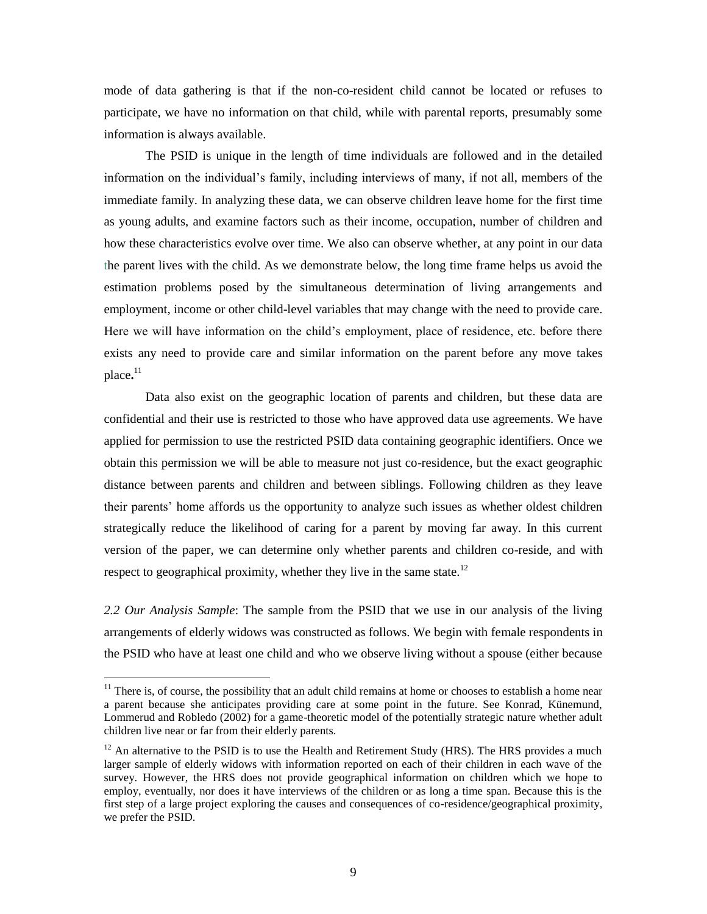mode of data gathering is that if the non-co-resident child cannot be located or refuses to participate, we have no information on that child, while with parental reports, presumably some information is always available.

The PSID is unique in the length of time individuals are followed and in the detailed information on the individual's family, including interviews of many, if not all, members of the immediate family. In analyzing these data, we can observe children leave home for the first time as young adults, and examine factors such as their income, occupation, number of children and how these characteristics evolve over time. We also can observe whether, at any point in our data the parent lives with the child. As we demonstrate below, the long time frame helps us avoid the estimation problems posed by the simultaneous determination of living arrangements and employment, income or other child-level variables that may change with the need to provide care. Here we will have information on the child's employment, place of residence, etc. before there exists any need to provide care and similar information on the parent before any move takes place.[11]

Data also exist on the geographic location of parents and children, but these data are confidential and their use is restricted to those who have approved data use agreements. We have applied for permission to use the restricted PSID data containing geographic identifiers. Once we obtain this permission we will be able to measure not just co-residence, but the exact geographic distance between parents and children and between siblings. Following children as they leave their parents' home affords us the opportunity to analyze such issues as whether oldest children strategically reduce the likelihood of caring for a parent by moving far away. In this current version of the paper, we can determine only whether parents and children co-reside, and with respect to geographical proximity, whether they live in the same state.[12]

*2.2 Our Analysis Sample*: The sample from the PSID that we use in our analysis of the living arrangements of elderly widows was constructed as follows. We begin with female respondents in the PSID who have at least one child and who we observe living without a spouse (either because

[11] There is, of course, the possibility that an adult child remains at home or chooses to establish a home near a parent because she anticipates providing care at some point in the future. See Konrad, Künemund, Lommerud and Robledo (2002) for a game-theoretic model of the potentially strategic nature whether adult children live near or far from their elderly parents.

[12] An alternative to the PSID is to use the Health and Retirement Study (HRS). The HRS provides a much larger sample of elderly widows with information reported on each of their children in each wave of the survey. However, the HRS does not provide geographical information on children which we hope to employ, eventually, nor does it have interviews of the children or as long a time span. Because this is the first step of a large project exploring the causes and consequences of co-residence/geographical proximity, we prefer the PSID.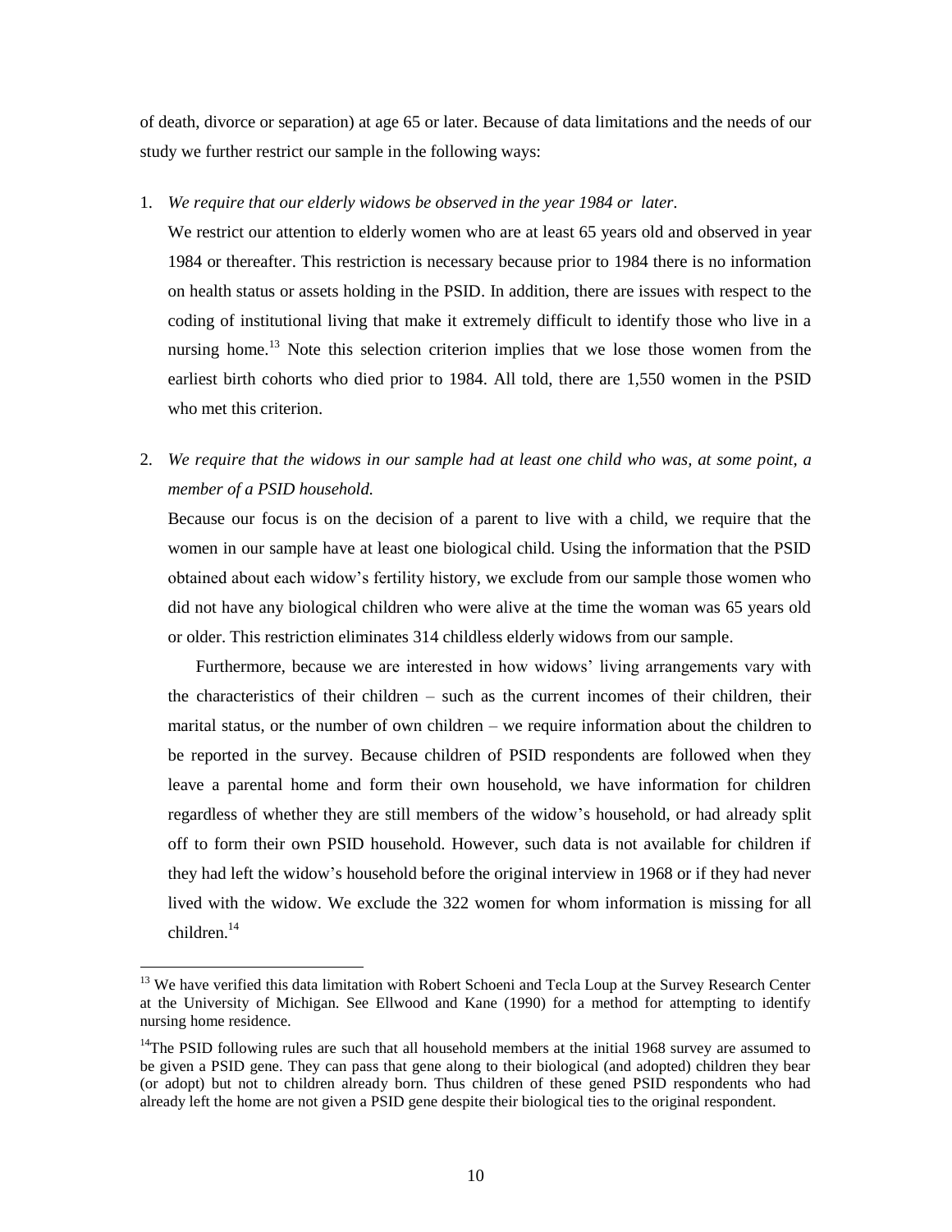of death, divorce or separation) at age 65 or later. Because of data limitations and the needs of our study we further restrict our sample in the following ways:

1. *We require that our elderly widows be observed in the year 1984 or later.*

   We restrict our attention to elderly women who are at least 65 years old and observed in year 1984 or thereafter. This restriction is necessary because prior to 1984 there is no information on health status or assets holding in the PSID. In addition, there are issues with respect to the coding of institutional living that make it extremely difficult to identify those who live in a nursing home.[13] Note this selection criterion implies that we lose those women from the earliest birth cohorts who died prior to 1984. All told, there are 1,550 women in the PSID who met this criterion.

2. *We require that the widows in our sample had at least one child who was, at some point, a member of a PSID household.*

   Because our focus is on the decision of a parent to live with a child, we require that the women in our sample have at least one biological child. Using the information that the PSID obtained about each widow's fertility history, we exclude from our sample those women who did not have any biological children who were alive at the time the woman was 65 years old or older. This restriction eliminates 314 childless elderly widows from our sample.

   Furthermore, because we are interested in how widows' living arrangements vary with the characteristics of their children – such as the current incomes of their children, their marital status, or the number of own children – we require information about the children to be reported in the survey. Because children of PSID respondents are followed when they leave a parental home and form their own household, we have information for children regardless of whether they are still members of the widow's household, or had already split off to form their own PSID household. However, such data is not available for children if they had left the widow's household before the original interview in 1968 or if they had never lived with the widow. We exclude the 322 women for whom information is missing for all children.[14]

---

[13] We have verified this data limitation with Robert Schoeni and Tecla Loup at the Survey Research Center at the University of Michigan. See Ellwood and Kane (1990) for a method for attempting to identify nursing home residence.

[14] The PSID following rules are such that all household members at the initial 1968 survey are assumed to be given a PSID gene. They can pass that gene along to their biological (and adopted) children they bear (or adopt) but not to children already born. Thus children of these gened PSID respondents who had already left the home are not given a PSID gene despite their biological ties to the original respondent.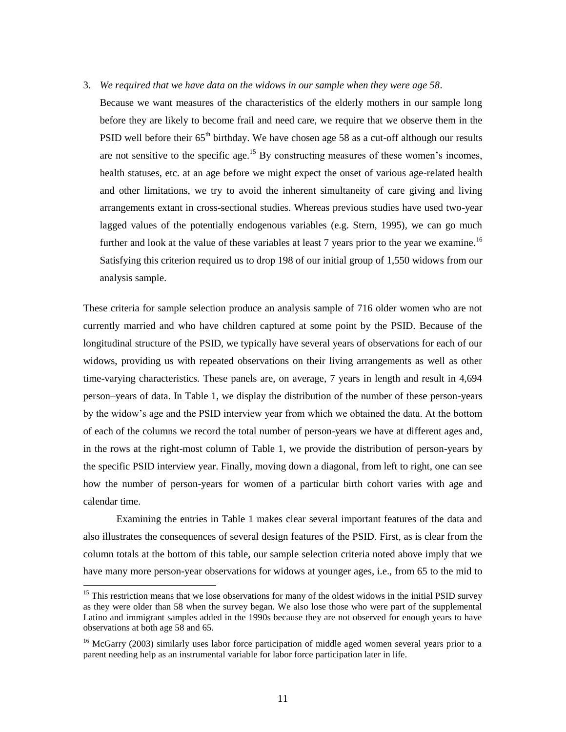3. *We required that we have data on the widows in our sample when they were age 58*.

   Because we want measures of the characteristics of the elderly mothers in our sample long before they are likely to become frail and need care, we require that we observe them in the PSID well before their 65th birthday. We have chosen age 58 as a cut-off although our results are not sensitive to the specific age.[15] By constructing measures of these women's incomes, health statuses, etc. at an age before we might expect the onset of various age-related health and other limitations, we try to avoid the inherent simultaneity of care giving and living arrangements extant in cross-sectional studies. Whereas previous studies have used two-year lagged values of the potentially endogenous variables (e.g. Stern, 1995), we can go much further and look at the value of these variables at least 7 years prior to the year we examine.[16] Satisfying this criterion required us to drop 198 of our initial group of 1,550 widows from our analysis sample.

These criteria for sample selection produce an analysis sample of 716 older women who are not currently married and who have children captured at some point by the PSID. Because of the longitudinal structure of the PSID, we typically have several years of observations for each of our widows, providing us with repeated observations on their living arrangements as well as other time-varying characteristics. These panels are, on average, 7 years in length and result in 4,694 person–years of data. In Table 1, we display the distribution of the number of these person-years by the widow's age and the PSID interview year from which we obtained the data. At the bottom of each of the columns we record the total number of person-years we have at different ages and, in the rows at the right-most column of Table 1, we provide the distribution of person-years by the specific PSID interview year. Finally, moving down a diagonal, from left to right, one can see how the number of person-years for women of a particular birth cohort varies with age and calendar time.

Examining the entries in Table 1 makes clear several important features of the data and also illustrates the consequences of several design features of the PSID. First, as is clear from the column totals at the bottom of this table, our sample selection criteria noted above imply that we have many more person-year observations for widows at younger ages, i.e., from 65 to the mid to

[15] This restriction means that we lose observations for many of the oldest widows in the initial PSID survey as they were older than 58 when the survey began. We also lose those who were part of the supplemental Latino and immigrant samples added in the 1990s because they are not observed for enough years to have observations at both age 58 and 65.

[16] McGarry (2003) similarly uses labor force participation of middle aged women several years prior to a parent needing help as an instrumental variable for labor force participation later in life.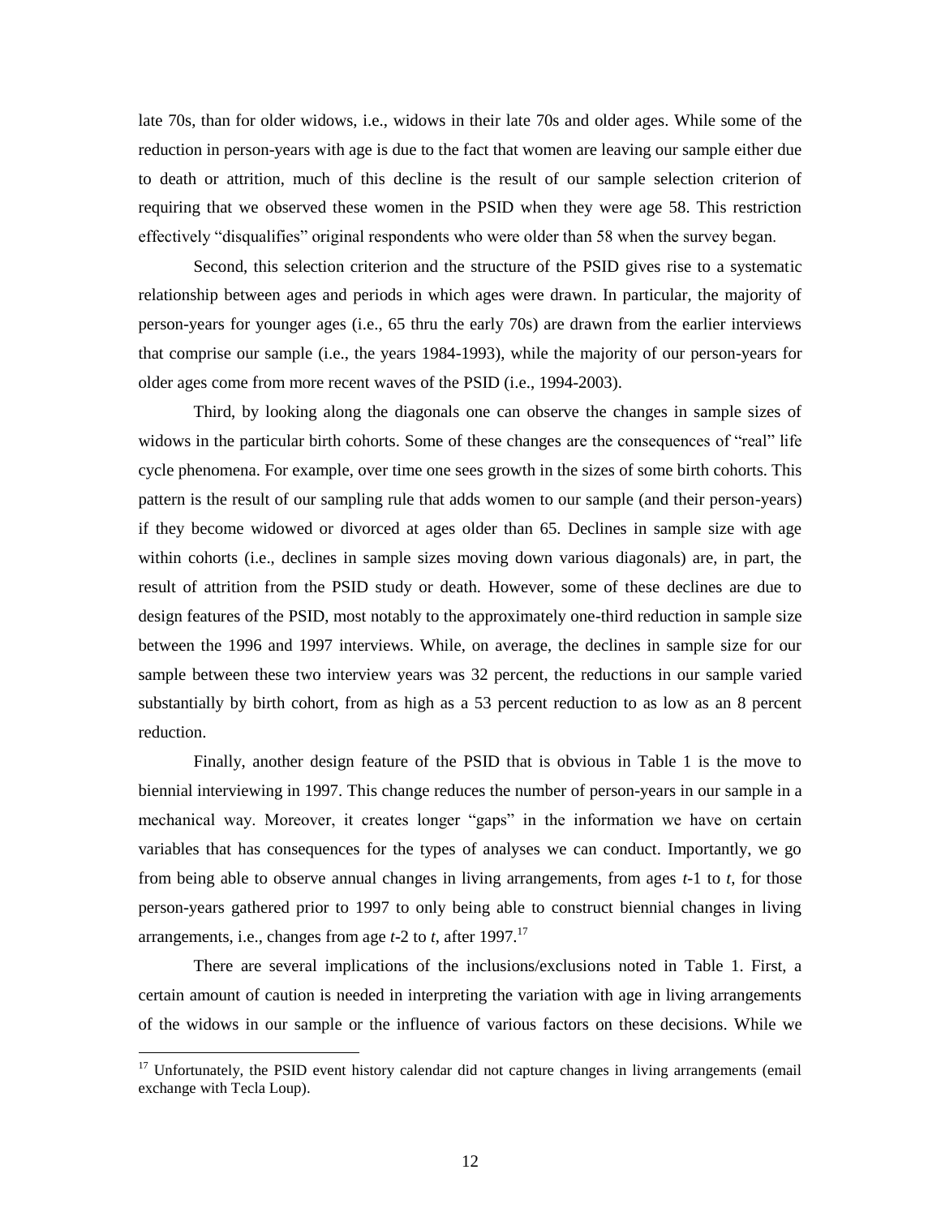late 70s, than for older widows, i.e., widows in their late 70s and older ages. While some of the reduction in person-years with age is due to the fact that women are leaving our sample either due to death or attrition, much of this decline is the result of our sample selection criterion of requiring that we observed these women in the PSID when they were age 58. This restriction effectively "disqualifies" original respondents who were older than 58 when the survey began.

Second, this selection criterion and the structure of the PSID gives rise to a systematic relationship between ages and periods in which ages were drawn. In particular, the majority of person-years for younger ages (i.e., 65 thru the early 70s) are drawn from the earlier interviews that comprise our sample (i.e., the years 1984-1993), while the majority of our person-years for older ages come from more recent waves of the PSID (i.e., 1994-2003).

Third, by looking along the diagonals one can observe the changes in sample sizes of widows in the particular birth cohorts. Some of these changes are the consequences of "real" life cycle phenomena. For example, over time one sees growth in the sizes of some birth cohorts. This pattern is the result of our sampling rule that adds women to our sample (and their person-years) if they become widowed or divorced at ages older than 65. Declines in sample size with age within cohorts (i.e., declines in sample sizes moving down various diagonals) are, in part, the result of attrition from the PSID study or death. However, some of these declines are due to design features of the PSID, most notably to the approximately one-third reduction in sample size between the 1996 and 1997 interviews. While, on average, the declines in sample size for our sample between these two interview years was 32 percent, the reductions in our sample varied substantially by birth cohort, from as high as a 53 percent reduction to as low as an 8 percent reduction.

Finally, another design feature of the PSID that is obvious in Table 1 is the move to biennial interviewing in 1997. This change reduces the number of person-years in our sample in a mechanical way. Moreover, it creates longer "gaps" in the information we have on certain variables that has consequences for the types of analyses we can conduct. Importantly, we go from being able to observe annual changes in living arrangements, from ages $t$-1 to $t$, for those person-years gathered prior to 1997 to only being able to construct biennial changes in living arrangements, i.e., changes from age $t$-2 to $t$, after 1997.[17]

There are several implications of the inclusions/exclusions noted in Table 1. First, a certain amount of caution is needed in interpreting the variation with age in living arrangements of the widows in our sample or the influence of various factors on these decisions. While we

[17] Unfortunately, the PSID event history calendar did not capture changes in living arrangements (email exchange with Tecla Loup).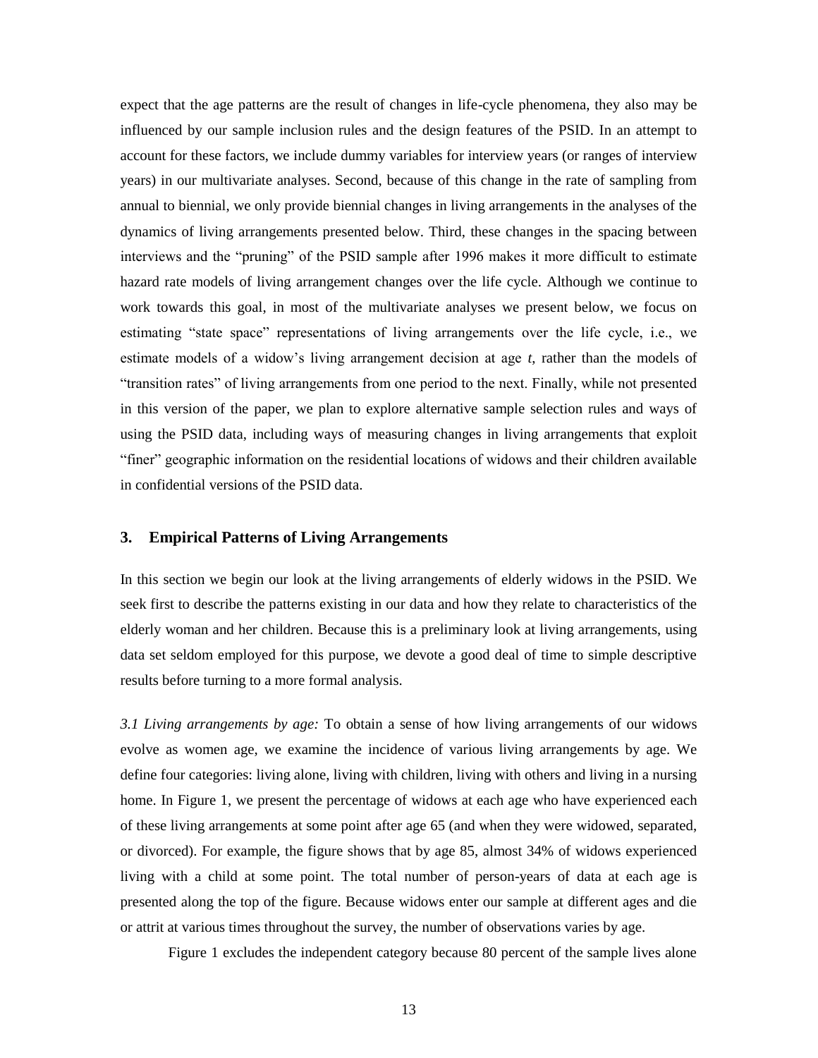expect that the age patterns are the result of changes in life-cycle phenomena, they also may be influenced by our sample inclusion rules and the design features of the PSID. In an attempt to account for these factors, we include dummy variables for interview years (or ranges of interview years) in our multivariate analyses. Second, because of this change in the rate of sampling from annual to biennial, we only provide biennial changes in living arrangements in the analyses of the dynamics of living arrangements presented below. Third, these changes in the spacing between interviews and the "pruning" of the PSID sample after 1996 makes it more difficult to estimate hazard rate models of living arrangement changes over the life cycle. Although we continue to work towards this goal, in most of the multivariate analyses we present below, we focus on estimating "state space" representations of living arrangements over the life cycle, i.e., we estimate models of a widow's living arrangement decision at age *t*, rather than the models of "transition rates" of living arrangements from one period to the next. Finally, while not presented in this version of the paper, we plan to explore alternative sample selection rules and ways of using the PSID data, including ways of measuring changes in living arrangements that exploit "finer" geographic information on the residential locations of widows and their children available in confidential versions of the PSID data.

## 3. Empirical Patterns of Living Arrangements

In this section we begin our look at the living arrangements of elderly widows in the PSID. We seek first to describe the patterns existing in our data and how they relate to characteristics of the elderly woman and her children. Because this is a preliminary look at living arrangements, using data set seldom employed for this purpose, we devote a good deal of time to simple descriptive results before turning to a more formal analysis.

*3.1 Living arrangements by age:* To obtain a sense of how living arrangements of our widows evolve as women age, we examine the incidence of various living arrangements by age. We define four categories: living alone, living with children, living with others and living in a nursing home. In Figure 1, we present the percentage of widows at each age who have experienced each of these living arrangements at some point after age 65 (and when they were widowed, separated, or divorced). For example, the figure shows that by age 85, almost 34% of widows experienced living with a child at some point. The total number of person-years of data at each age is presented along the top of the figure. Because widows enter our sample at different ages and die or attrit at various times throughout the survey, the number of observations varies by age.

Figure 1 excludes the independent category because 80 percent of the sample lives alone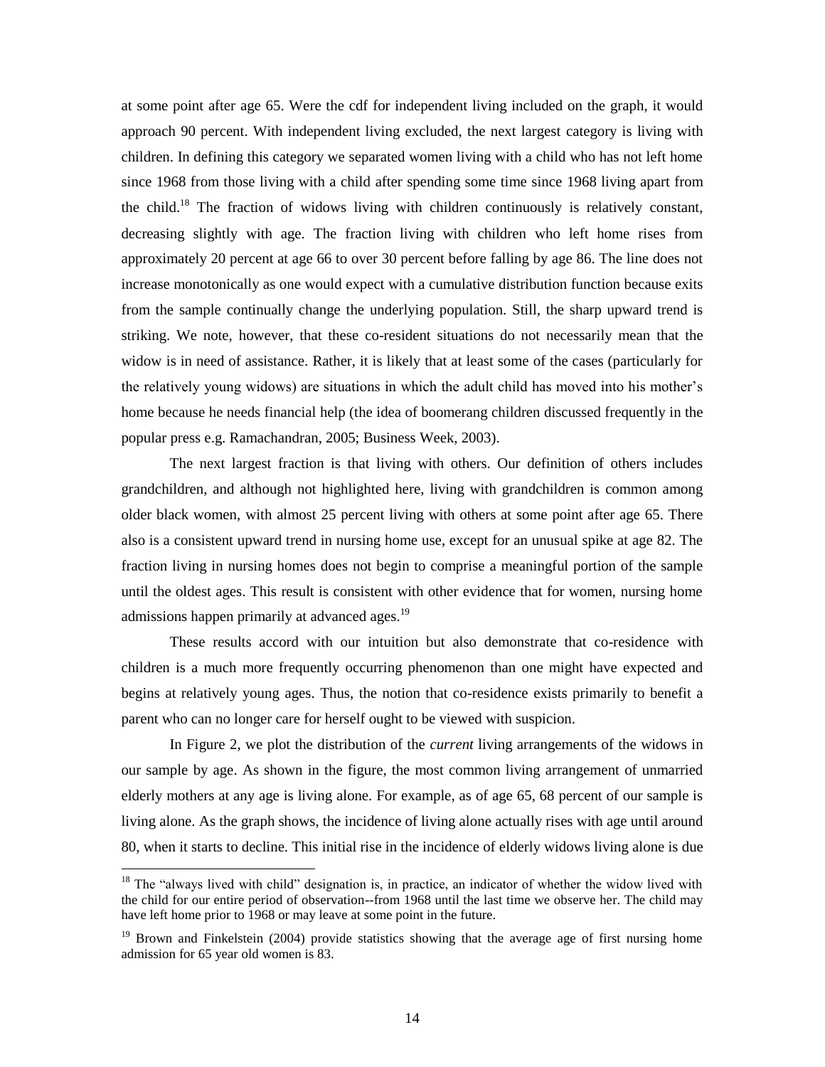at some point after age 65. Were the cdf for independent living included on the graph, it would approach 90 percent. With independent living excluded, the next largest category is living with children. In defining this category we separated women living with a child who has not left home since 1968 from those living with a child after spending some time since 1968 living apart from the child.[18] The fraction of widows living with children continuously is relatively constant, decreasing slightly with age. The fraction living with children who left home rises from approximately 20 percent at age 66 to over 30 percent before falling by age 86. The line does not increase monotonically as one would expect with a cumulative distribution function because exits from the sample continually change the underlying population. Still, the sharp upward trend is striking. We note, however, that these co-resident situations do not necessarily mean that the widow is in need of assistance. Rather, it is likely that at least some of the cases (particularly for the relatively young widows) are situations in which the adult child has moved into his mother's home because he needs financial help (the idea of boomerang children discussed frequently in the popular press e.g. Ramachandran, 2005; Business Week, 2003).

The next largest fraction is that living with others. Our definition of others includes grandchildren, and although not highlighted here, living with grandchildren is common among older black women, with almost 25 percent living with others at some point after age 65. There also is a consistent upward trend in nursing home use, except for an unusual spike at age 82. The fraction living in nursing homes does not begin to comprise a meaningful portion of the sample until the oldest ages. This result is consistent with other evidence that for women, nursing home admissions happen primarily at advanced ages.[19]

These results accord with our intuition but also demonstrate that co-residence with children is a much more frequently occurring phenomenon than one might have expected and begins at relatively young ages. Thus, the notion that co-residence exists primarily to benefit a parent who can no longer care for herself ought to be viewed with suspicion.

In Figure 2, we plot the distribution of the *current* living arrangements of the widows in our sample by age. As shown in the figure, the most common living arrangement of unmarried elderly mothers at any age is living alone. For example, as of age 65, 68 percent of our sample is living alone. As the graph shows, the incidence of living alone actually rises with age until around 80, when it starts to decline. This initial rise in the incidence of elderly widows living alone is due

[18] The "always lived with child" designation is, in practice, an indicator of whether the widow lived with the child for our entire period of observation--from 1968 until the last time we observe her. The child may have left home prior to 1968 or may leave at some point in the future.

[19] Brown and Finkelstein (2004) provide statistics showing that the average age of first nursing home admission for 65 year old women is 83.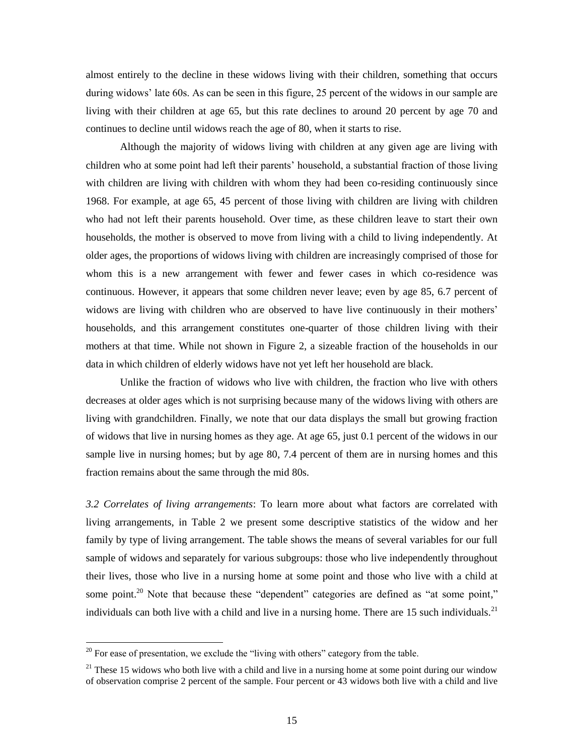almost entirely to the decline in these widows living with their children, something that occurs during widows' late 60s. As can be seen in this figure, 25 percent of the widows in our sample are living with their children at age 65, but this rate declines to around 20 percent by age 70 and continues to decline until widows reach the age of 80, when it starts to rise.

Although the majority of widows living with children at any given age are living with children who at some point had left their parents' household, a substantial fraction of those living with children are living with children with whom they had been co-residing continuously since 1968. For example, at age 65, 45 percent of those living with children are living with children who had not left their parents household. Over time, as these children leave to start their own households, the mother is observed to move from living with a child to living independently. At older ages, the proportions of widows living with children are increasingly comprised of those for whom this is a new arrangement with fewer and fewer cases in which co-residence was continuous. However, it appears that some children never leave; even by age 85, 6.7 percent of widows are living with children who are observed to have live continuously in their mothers' households, and this arrangement constitutes one-quarter of those children living with their mothers at that time. While not shown in Figure 2, a sizeable fraction of the households in our data in which children of elderly widows have not yet left her household are black.

Unlike the fraction of widows who live with children, the fraction who live with others decreases at older ages which is not surprising because many of the widows living with others are living with grandchildren. Finally, we note that our data displays the small but growing fraction of widows that live in nursing homes as they age. At age 65, just 0.1 percent of the widows in our sample live in nursing homes; but by age 80, 7.4 percent of them are in nursing homes and this fraction remains about the same through the mid 80s.

*3.2 Correlates of living arrangements*: To learn more about what factors are correlated with living arrangements, in Table 2 we present some descriptive statistics of the widow and her family by type of living arrangement. The table shows the means of several variables for our full sample of widows and separately for various subgroups: those who live independently throughout their lives, those who live in a nursing home at some point and those who live with a child at some point.[20] Note that because these "dependent" categories are defined as "at some point," individuals can both live with a child and live in a nursing home. There are 15 such individuals.[21]

[20] For ease of presentation, we exclude the "living with others" category from the table.

[21] These 15 widows who both live with a child and live in a nursing home at some point during our window of observation comprise 2 percent of the sample. Four percent or 43 widows both live with a child and live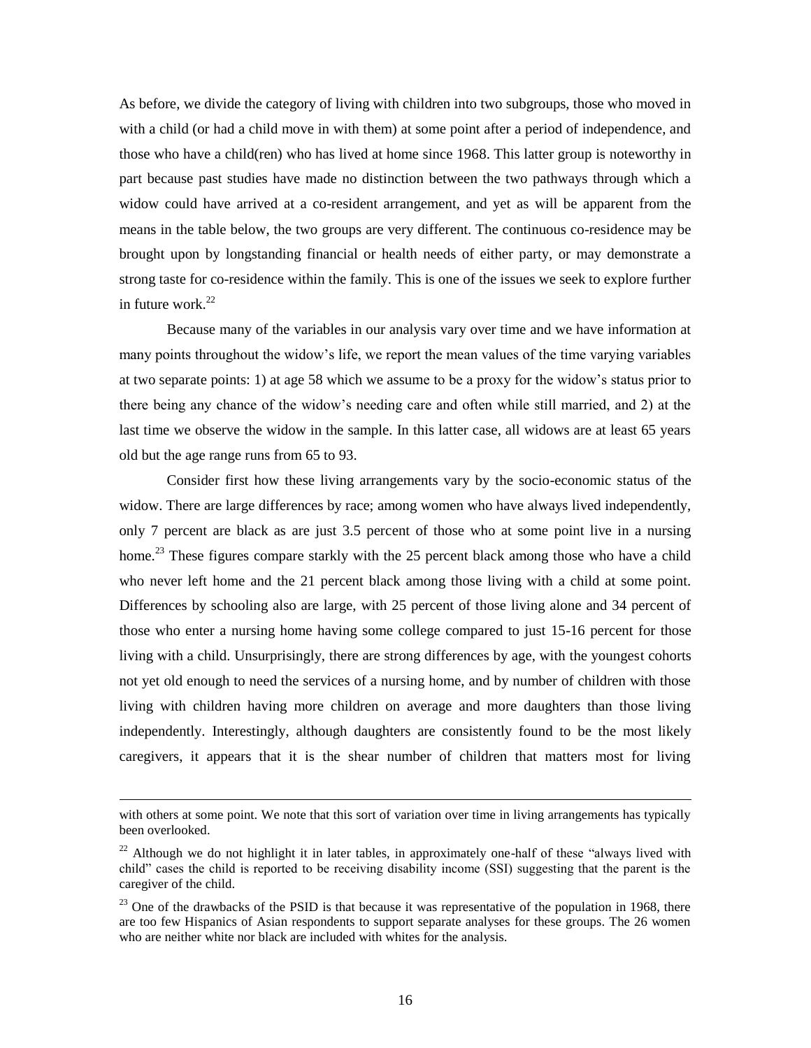As before, we divide the category of living with children into two subgroups, those who moved in with a child (or had a child move in with them) at some point after a period of independence, and those who have a child(ren) who has lived at home since 1968. This latter group is noteworthy in part because past studies have made no distinction between the two pathways through which a widow could have arrived at a co-resident arrangement, and yet as will be apparent from the means in the table below, the two groups are very different. The continuous co-residence may be brought upon by longstanding financial or health needs of either party, or may demonstrate a strong taste for co-residence within the family. This is one of the issues we seek to explore further in future work.[22]

Because many of the variables in our analysis vary over time and we have information at many points throughout the widow's life, we report the mean values of the time varying variables at two separate points: 1) at age 58 which we assume to be a proxy for the widow's status prior to there being any chance of the widow's needing care and often while still married, and 2) at the last time we observe the widow in the sample. In this latter case, all widows are at least 65 years old but the age range runs from 65 to 93.

Consider first how these living arrangements vary by the socio-economic status of the widow. There are large differences by race; among women who have always lived independently, only 7 percent are black as are just 3.5 percent of those who at some point live in a nursing home.[23] These figures compare starkly with the 25 percent black among those who have a child who never left home and the 21 percent black among those living with a child at some point. Differences by schooling also are large, with 25 percent of those living alone and 34 percent of those who enter a nursing home having some college compared to just 15-16 percent for those living with a child. Unsurprisingly, there are strong differences by age, with the youngest cohorts not yet old enough to need the services of a nursing home, and by number of children with those living with children having more children on average and more daughters than those living independently. Interestingly, although daughters are consistently found to be the most likely caregivers, it appears that it is the shear number of children that matters most for living

---

with others at some point. We note that this sort of variation over time in living arrangements has typically been overlooked.

[22] Although we do not highlight it in later tables, in approximately one-half of these "always lived with child" cases the child is reported to be receiving disability income (SSI) suggesting that the parent is the caregiver of the child.

[23] One of the drawbacks of the PSID is that because it was representative of the population in 1968, there are too few Hispanics of Asian respondents to support separate analyses for these groups. The 26 women who are neither white nor black are included with whites for the analysis.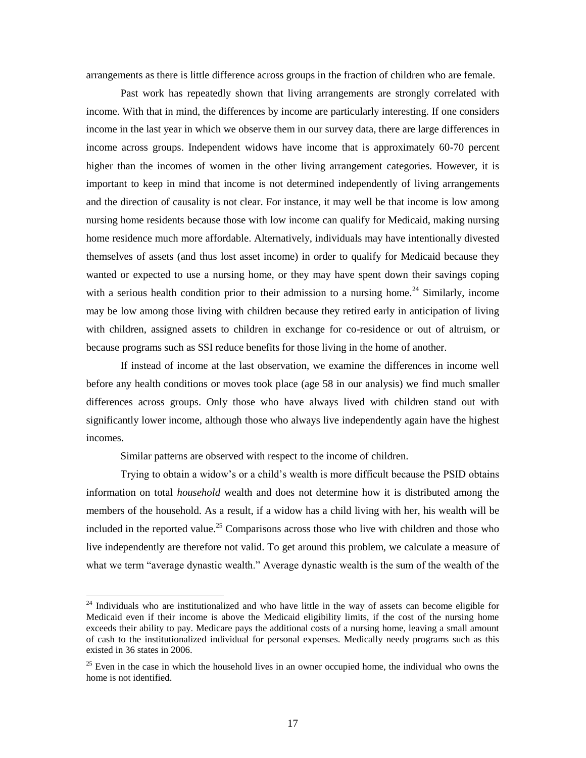arrangements as there is little difference across groups in the fraction of children who are female.

Past work has repeatedly shown that living arrangements are strongly correlated with income. With that in mind, the differences by income are particularly interesting. If one considers income in the last year in which we observe them in our survey data, there are large differences in income across groups. Independent widows have income that is approximately 60-70 percent higher than the incomes of women in the other living arrangement categories. However, it is important to keep in mind that income is not determined independently of living arrangements and the direction of causality is not clear. For instance, it may well be that income is low among nursing home residents because those with low income can qualify for Medicaid, making nursing home residence much more affordable. Alternatively, individuals may have intentionally divested themselves of assets (and thus lost asset income) in order to qualify for Medicaid because they wanted or expected to use a nursing home, or they may have spent down their savings coping with a serious health condition prior to their admission to a nursing home.[24] Similarly, income may be low among those living with children because they retired early in anticipation of living with children, assigned assets to children in exchange for co-residence or out of altruism, or because programs such as SSI reduce benefits for those living in the home of another.

If instead of income at the last observation, we examine the differences in income well before any health conditions or moves took place (age 58 in our analysis) we find much smaller differences across groups. Only those who have always lived with children stand out with significantly lower income, although those who always live independently again have the highest incomes.

Similar patterns are observed with respect to the income of children.

Trying to obtain a widow's or a child's wealth is more difficult because the PSID obtains information on total *household* wealth and does not determine how it is distributed among the members of the household. As a result, if a widow has a child living with her, his wealth will be included in the reported value.[25] Comparisons across those who live with children and those who live independently are therefore not valid. To get around this problem, we calculate a measure of what we term "average dynastic wealth." Average dynastic wealth is the sum of the wealth of the

---

[24] Individuals who are institutionalized and who have little in the way of assets can become eligible for Medicaid even if their income is above the Medicaid eligibility limits, if the cost of the nursing home exceeds their ability to pay. Medicare pays the additional costs of a nursing home, leaving a small amount of cash to the institutionalized individual for personal expenses. Medically needy programs such as this existed in 36 states in 2006.

[25] Even in the case in which the household lives in an owner occupied home, the individual who owns the home is not identified.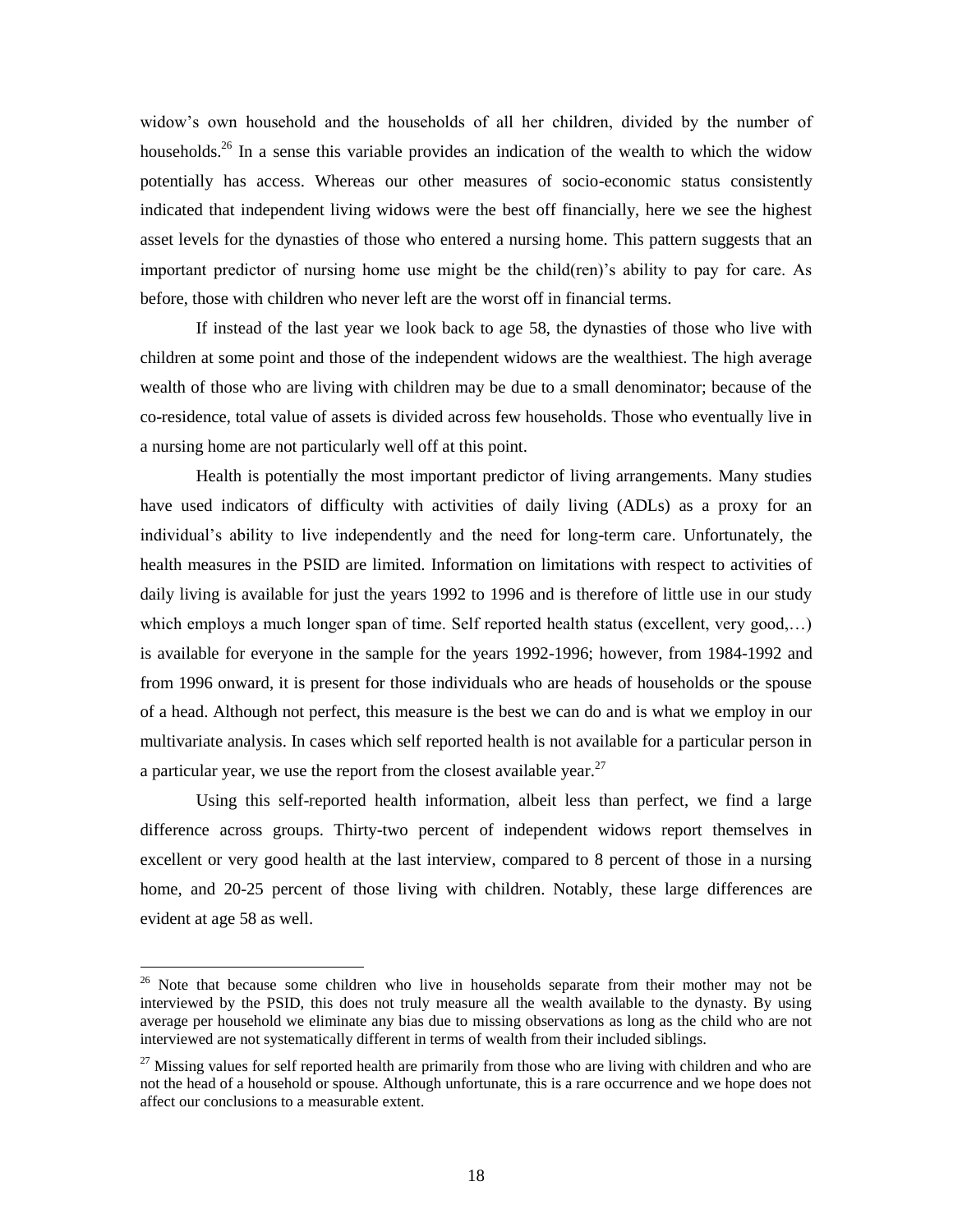widow's own household and the households of all her children, divided by the number of households.[26] In a sense this variable provides an indication of the wealth to which the widow potentially has access. Whereas our other measures of socio-economic status consistently indicated that independent living widows were the best off financially, here we see the highest asset levels for the dynasties of those who entered a nursing home. This pattern suggests that an important predictor of nursing home use might be the child(ren)'s ability to pay for care. As before, those with children who never left are the worst off in financial terms.

If instead of the last year we look back to age 58, the dynasties of those who live with children at some point and those of the independent widows are the wealthiest. The high average wealth of those who are living with children may be due to a small denominator; because of the co-residence, total value of assets is divided across few households. Those who eventually live in a nursing home are not particularly well off at this point.

Health is potentially the most important predictor of living arrangements. Many studies have used indicators of difficulty with activities of daily living (ADLs) as a proxy for an individual's ability to live independently and the need for long-term care. Unfortunately, the health measures in the PSID are limited. Information on limitations with respect to activities of daily living is available for just the years 1992 to 1996 and is therefore of little use in our study which employs a much longer span of time. Self reported health status (excellent, very good,…) is available for everyone in the sample for the years 1992-1996; however, from 1984-1992 and from 1996 onward, it is present for those individuals who are heads of households or the spouse of a head. Although not perfect, this measure is the best we can do and is what we employ in our multivariate analysis. In cases which self reported health is not available for a particular person in a particular year, we use the report from the closest available year.[27]

Using this self-reported health information, albeit less than perfect, we find a large difference across groups. Thirty-two percent of independent widows report themselves in excellent or very good health at the last interview, compared to 8 percent of those in a nursing home, and 20-25 percent of those living with children. Notably, these large differences are evident at age 58 as well.

---

[26] Note that because some children who live in households separate from their mother may not be interviewed by the PSID, this does not truly measure all the wealth available to the dynasty. By using average per household we eliminate any bias due to missing observations as long as the child who are not interviewed are not systematically different in terms of wealth from their included siblings.

[27] Missing values for self reported health are primarily from those who are living with children and who are not the head of a household or spouse. Although unfortunate, this is a rare occurrence and we hope does not affect our conclusions to a measurable extent.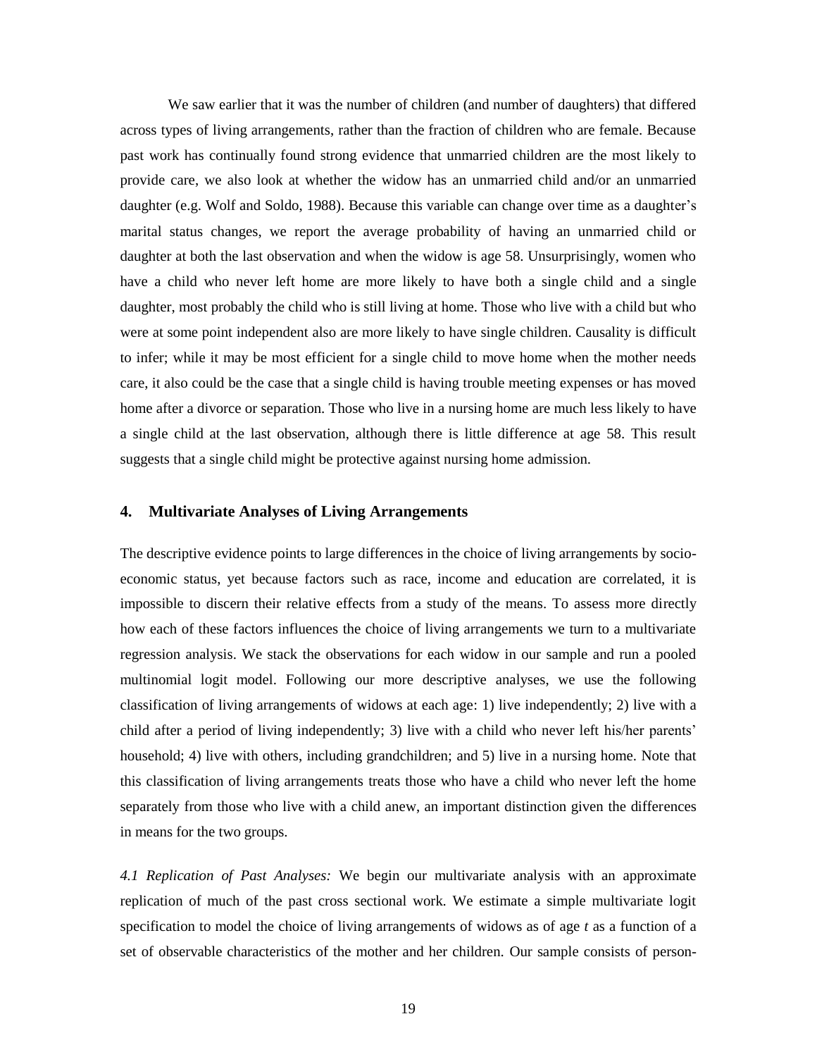We saw earlier that it was the number of children (and number of daughters) that differed across types of living arrangements, rather than the fraction of children who are female. Because past work has continually found strong evidence that unmarried children are the most likely to provide care, we also look at whether the widow has an unmarried child and/or an unmarried daughter (e.g. Wolf and Soldo, 1988). Because this variable can change over time as a daughter's marital status changes, we report the average probability of having an unmarried child or daughter at both the last observation and when the widow is age 58. Unsurprisingly, women who have a child who never left home are more likely to have both a single child and a single daughter, most probably the child who is still living at home. Those who live with a child but who were at some point independent also are more likely to have single children. Causality is difficult to infer; while it may be most efficient for a single child to move home when the mother needs care, it also could be the case that a single child is having trouble meeting expenses or has moved home after a divorce or separation. Those who live in a nursing home are much less likely to have a single child at the last observation, although there is little difference at age 58. This result suggests that a single child might be protective against nursing home admission.

## 4. Multivariate Analyses of Living Arrangements

The descriptive evidence points to large differences in the choice of living arrangements by socio-economic status, yet because factors such as race, income and education are correlated, it is impossible to discern their relative effects from a study of the means. To assess more directly how each of these factors influences the choice of living arrangements we turn to a multivariate regression analysis. We stack the observations for each widow in our sample and run a pooled multinomial logit model. Following our more descriptive analyses, we use the following classification of living arrangements of widows at each age: 1) live independently; 2) live with a child after a period of living independently; 3) live with a child who never left his/her parents' household; 4) live with others, including grandchildren; and 5) live in a nursing home. Note that this classification of living arrangements treats those who have a child who never left the home separately from those who live with a child anew, an important distinction given the differences in means for the two groups.

*4.1 Replication of Past Analyses:* We begin our multivariate analysis with an approximate replication of much of the past cross sectional work. We estimate a simple multivariate logit specification to model the choice of living arrangements of widows as of age $t$ as a function of a set of observable characteristics of the mother and her children. Our sample consists of person-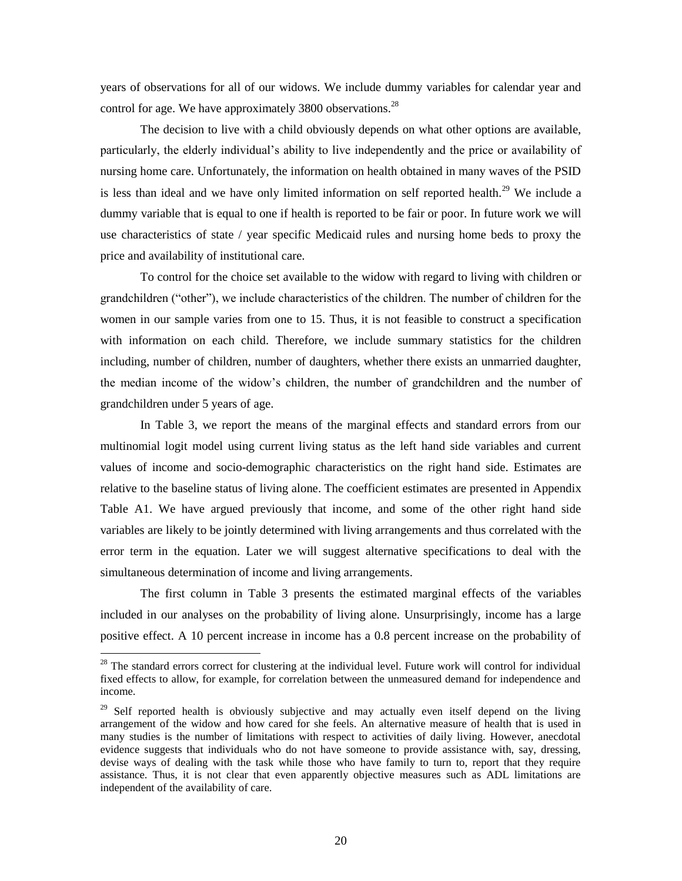years of observations for all of our widows. We include dummy variables for calendar year and control for age. We have approximately 3800 observations.[28]

The decision to live with a child obviously depends on what other options are available, particularly, the elderly individual's ability to live independently and the price or availability of nursing home care. Unfortunately, the information on health obtained in many waves of the PSID is less than ideal and we have only limited information on self reported health.[29] We include a dummy variable that is equal to one if health is reported to be fair or poor. In future work we will use characteristics of state / year specific Medicaid rules and nursing home beds to proxy the price and availability of institutional care.

To control for the choice set available to the widow with regard to living with children or grandchildren ("other"), we include characteristics of the children. The number of children for the women in our sample varies from one to 15. Thus, it is not feasible to construct a specification with information on each child. Therefore, we include summary statistics for the children including, number of children, number of daughters, whether there exists an unmarried daughter, the median income of the widow's children, the number of grandchildren and the number of grandchildren under 5 years of age.

In Table 3, we report the means of the marginal effects and standard errors from our multinomial logit model using current living status as the left hand side variables and current values of income and socio-demographic characteristics on the right hand side. Estimates are relative to the baseline status of living alone. The coefficient estimates are presented in Appendix Table A1. We have argued previously that income, and some of the other right hand side variables are likely to be jointly determined with living arrangements and thus correlated with the error term in the equation. Later we will suggest alternative specifications to deal with the simultaneous determination of income and living arrangements.

The first column in Table 3 presents the estimated marginal effects of the variables included in our analyses on the probability of living alone. Unsurprisingly, income has a large positive effect. A 10 percent increase in income has a 0.8 percent increase on the probability of

[28] The standard errors correct for clustering at the individual level. Future work will control for individual fixed effects to allow, for example, for correlation between the unmeasured demand for independence and income.

[29] Self reported health is obviously subjective and may actually even itself depend on the living arrangement of the widow and how cared for she feels. An alternative measure of health that is used in many studies is the number of limitations with respect to activities of daily living. However, anecdotal evidence suggests that individuals who do not have someone to provide assistance with, say, dressing, devise ways of dealing with the task while those who have family to turn to, report that they require assistance. Thus, it is not clear that even apparently objective measures such as ADL limitations are independent of the availability of care.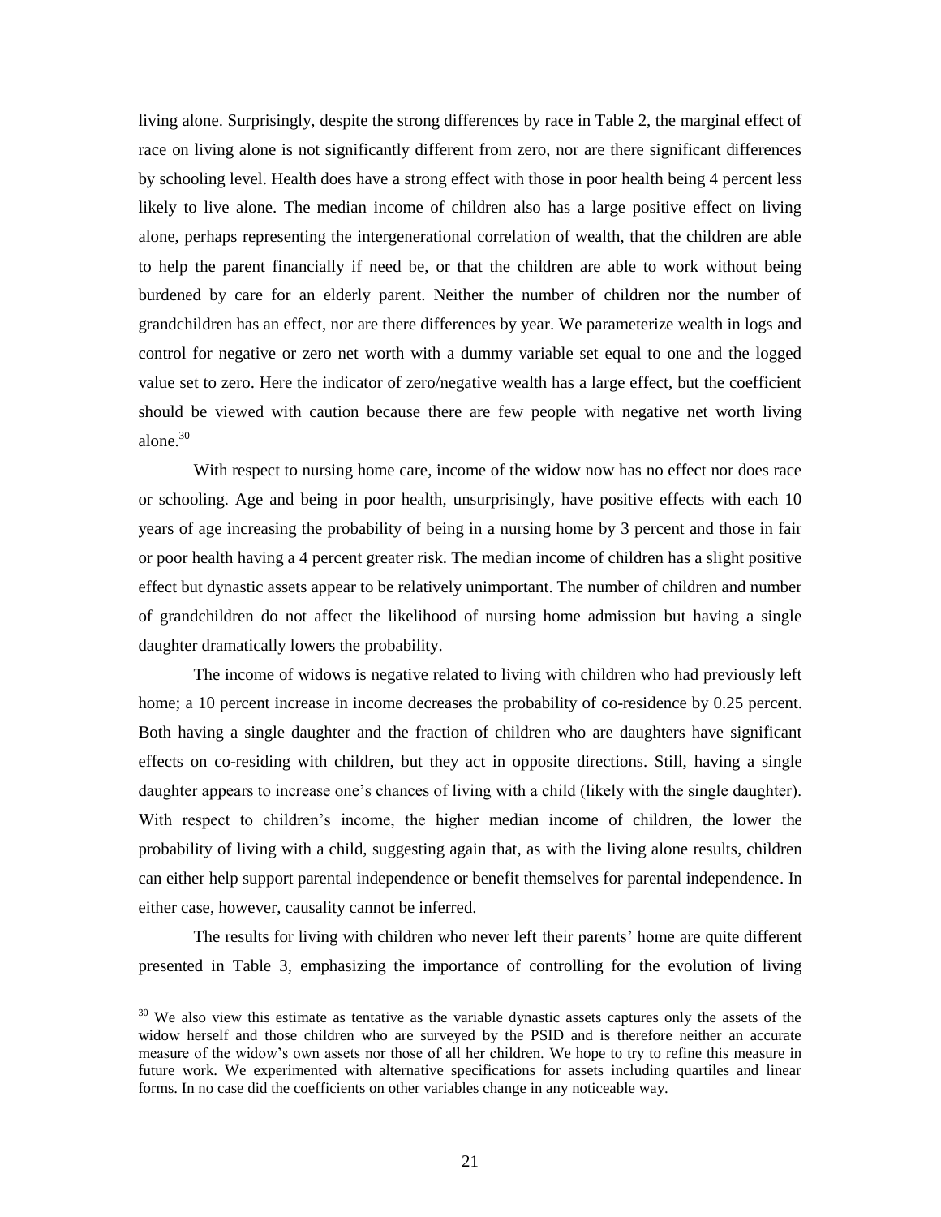living alone. Surprisingly, despite the strong differences by race in Table 2, the marginal effect of race on living alone is not significantly different from zero, nor are there significant differences by schooling level. Health does have a strong effect with those in poor health being 4 percent less likely to live alone. The median income of children also has a large positive effect on living alone, perhaps representing the intergenerational correlation of wealth, that the children are able to help the parent financially if need be, or that the children are able to work without being burdened by care for an elderly parent. Neither the number of children nor the number of grandchildren has an effect, nor are there differences by year. We parameterize wealth in logs and control for negative or zero net worth with a dummy variable set equal to one and the logged value set to zero. Here the indicator of zero/negative wealth has a large effect, but the coefficient should be viewed with caution because there are few people with negative net worth living alone.[30]

With respect to nursing home care, income of the widow now has no effect nor does race or schooling. Age and being in poor health, unsurprisingly, have positive effects with each 10 years of age increasing the probability of being in a nursing home by 3 percent and those in fair or poor health having a 4 percent greater risk. The median income of children has a slight positive effect but dynastic assets appear to be relatively unimportant. The number of children and number of grandchildren do not affect the likelihood of nursing home admission but having a single daughter dramatically lowers the probability.

The income of widows is negative related to living with children who had previously left home; a 10 percent increase in income decreases the probability of co-residence by 0.25 percent. Both having a single daughter and the fraction of children who are daughters have significant effects on co-residing with children, but they act in opposite directions. Still, having a single daughter appears to increase one's chances of living with a child (likely with the single daughter). With respect to children's income, the higher median income of children, the lower the probability of living with a child, suggesting again that, as with the living alone results, children can either help support parental independence or benefit themselves for parental independence. In either case, however, causality cannot be inferred.

The results for living with children who never left their parents' home are quite different presented in Table 3, emphasizing the importance of controlling for the evolution of living

[30] We also view this estimate as tentative as the variable dynastic assets captures only the assets of the widow herself and those children who are surveyed by the PSID and is therefore neither an accurate measure of the widow's own assets nor those of all her children. We hope to try to refine this measure in future work. We experimented with alternative specifications for assets including quartiles and linear forms. In no case did the coefficients on other variables change in any noticeable way.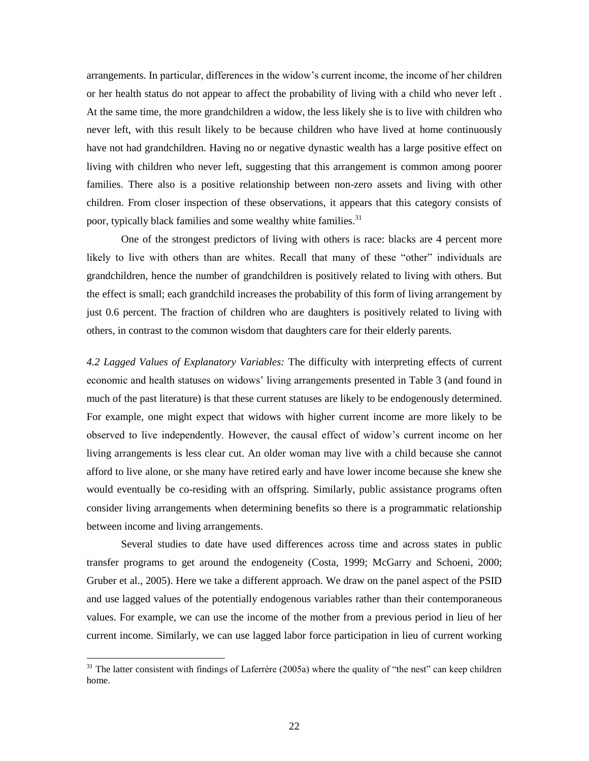arrangements. In particular, differences in the widow's current income, the income of her children or her health status do not appear to affect the probability of living with a child who never left . At the same time, the more grandchildren a widow, the less likely she is to live with children who never left, with this result likely to be because children who have lived at home continuously have not had grandchildren. Having no or negative dynastic wealth has a large positive effect on living with children who never left, suggesting that this arrangement is common among poorer families. There also is a positive relationship between non-zero assets and living with other children. From closer inspection of these observations, it appears that this category consists of poor, typically black families and some wealthy white families.[31]

One of the strongest predictors of living with others is race: blacks are 4 percent more likely to live with others than are whites. Recall that many of these "other" individuals are grandchildren, hence the number of grandchildren is positively related to living with others. But the effect is small; each grandchild increases the probability of this form of living arrangement by just 0.6 percent. The fraction of children who are daughters is positively related to living with others, in contrast to the common wisdom that daughters care for their elderly parents.

*4.2 Lagged Values of Explanatory Variables:* The difficulty with interpreting effects of current economic and health statuses on widows' living arrangements presented in Table 3 (and found in much of the past literature) is that these current statuses are likely to be endogenously determined. For example, one might expect that widows with higher current income are more likely to be observed to live independently. However, the causal effect of widow's current income on her living arrangements is less clear cut. An older woman may live with a child because she cannot afford to live alone, or she many have retired early and have lower income because she knew she would eventually be co-residing with an offspring. Similarly, public assistance programs often consider living arrangements when determining benefits so there is a programmatic relationship between income and living arrangements.

Several studies to date have used differences across time and across states in public transfer programs to get around the endogeneity (Costa, 1999; McGarry and Schoeni, 2000; Gruber et al., 2005). Here we take a different approach. We draw on the panel aspect of the PSID and use lagged values of the potentially endogenous variables rather than their contemporaneous values. For example, we can use the income of the mother from a previous period in lieu of her current income. Similarly, we can use lagged labor force participation in lieu of current working

[31] The latter consistent with findings of Laferrère (2005a) where the quality of "the nest" can keep children home.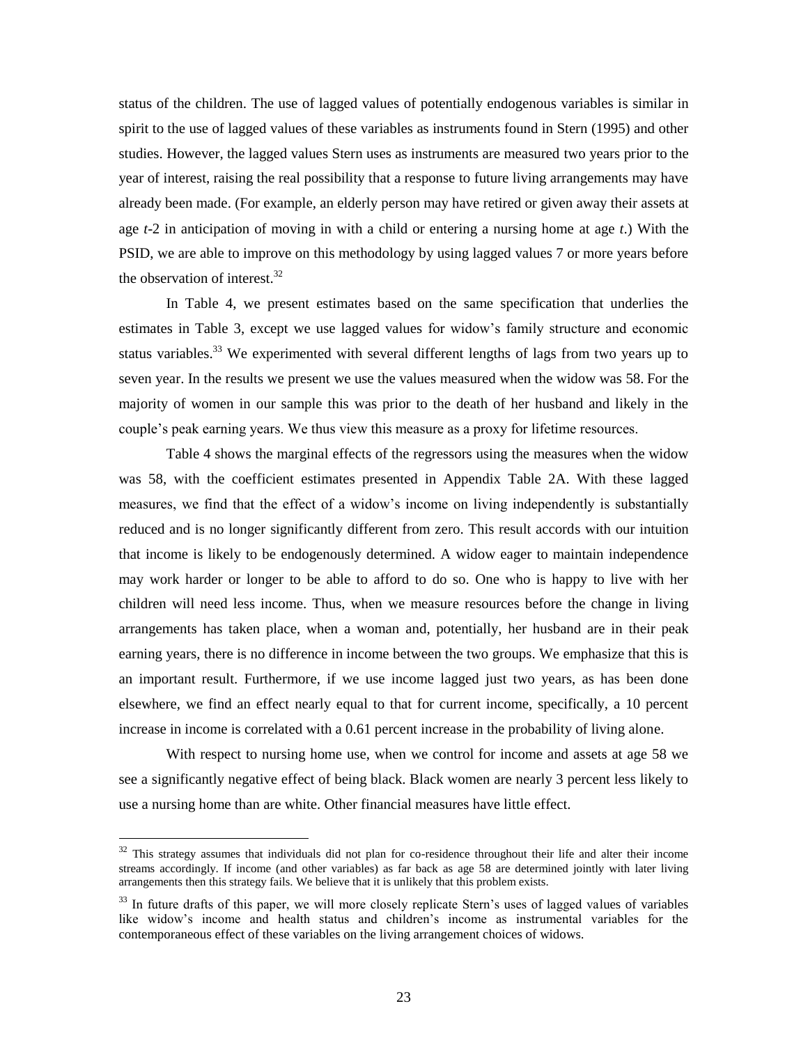status of the children. The use of lagged values of potentially endogenous variables is similar in spirit to the use of lagged values of these variables as instruments found in Stern (1995) and other studies. However, the lagged values Stern uses as instruments are measured two years prior to the year of interest, raising the real possibility that a response to future living arrangements may have already been made. (For example, an elderly person may have retired or given away their assets at age *t*-2 in anticipation of moving in with a child or entering a nursing home at age *t*.) With the PSID, we are able to improve on this methodology by using lagged values 7 or more years before the observation of interest.[32]

In Table 4, we present estimates based on the same specification that underlies the estimates in Table 3, except we use lagged values for widow's family structure and economic status variables.[33] We experimented with several different lengths of lags from two years up to seven year. In the results we present we use the values measured when the widow was 58. For the majority of women in our sample this was prior to the death of her husband and likely in the couple's peak earning years. We thus view this measure as a proxy for lifetime resources.

Table 4 shows the marginal effects of the regressors using the measures when the widow was 58, with the coefficient estimates presented in Appendix Table 2A. With these lagged measures, we find that the effect of a widow's income on living independently is substantially reduced and is no longer significantly different from zero. This result accords with our intuition that income is likely to be endogenously determined. A widow eager to maintain independence may work harder or longer to be able to afford to do so. One who is happy to live with her children will need less income. Thus, when we measure resources before the change in living arrangements has taken place, when a woman and, potentially, her husband are in their peak earning years, there is no difference in income between the two groups. We emphasize that this is an important result. Furthermore, if we use income lagged just two years, as has been done elsewhere, we find an effect nearly equal to that for current income, specifically, a 10 percent increase in income is correlated with a 0.61 percent increase in the probability of living alone.

With respect to nursing home use, when we control for income and assets at age 58 we see a significantly negative effect of being black. Black women are nearly 3 percent less likely to use a nursing home than are white. Other financial measures have little effect.

[32] This strategy assumes that individuals did not plan for co-residence throughout their life and alter their income streams accordingly. If income (and other variables) as far back as age 58 are determined jointly with later living arrangements then this strategy fails. We believe that it is unlikely that this problem exists.

[33] In future drafts of this paper, we will more closely replicate Stern's uses of lagged values of variables like widow's income and health status and children's income as instrumental variables for the contemporaneous effect of these variables on the living arrangement choices of widows.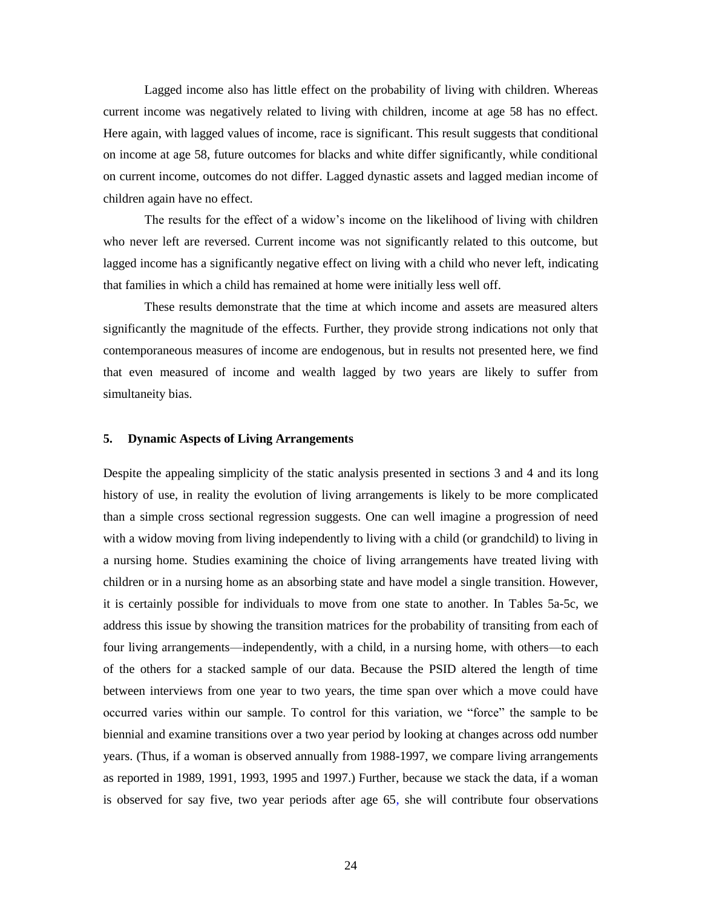Lagged income also has little effect on the probability of living with children. Whereas current income was negatively related to living with children, income at age 58 has no effect. Here again, with lagged values of income, race is significant. This result suggests that conditional on income at age 58, future outcomes for blacks and white differ significantly, while conditional on current income, outcomes do not differ. Lagged dynastic assets and lagged median income of children again have no effect.

The results for the effect of a widow's income on the likelihood of living with children who never left are reversed. Current income was not significantly related to this outcome, but lagged income has a significantly negative effect on living with a child who never left, indicating that families in which a child has remained at home were initially less well off.

These results demonstrate that the time at which income and assets are measured alters significantly the magnitude of the effects. Further, they provide strong indications not only that contemporaneous measures of income are endogenous, but in results not presented here, we find that even measured of income and wealth lagged by two years are likely to suffer from simultaneity bias.

## 5. Dynamic Aspects of Living Arrangements

Despite the appealing simplicity of the static analysis presented in sections 3 and 4 and its long history of use, in reality the evolution of living arrangements is likely to be more complicated than a simple cross sectional regression suggests. One can well imagine a progression of need with a widow moving from living independently to living with a child (or grandchild) to living in a nursing home. Studies examining the choice of living arrangements have treated living with children or in a nursing home as an absorbing state and have model a single transition. However, it is certainly possible for individuals to move from one state to another. In Tables 5a-5c, we address this issue by showing the transition matrices for the probability of transiting from each of four living arrangements—independently, with a child, in a nursing home, with others—to each of the others for a stacked sample of our data. Because the PSID altered the length of time between interviews from one year to two years, the time span over which a move could have occurred varies within our sample. To control for this variation, we "force" the sample to be biennial and examine transitions over a two year period by looking at changes across odd number years. (Thus, if a woman is observed annually from 1988-1997, we compare living arrangements as reported in 1989, 1991, 1993, 1995 and 1997.) Further, because we stack the data, if a woman is observed for say five, two year periods after age 65, she will contribute four observations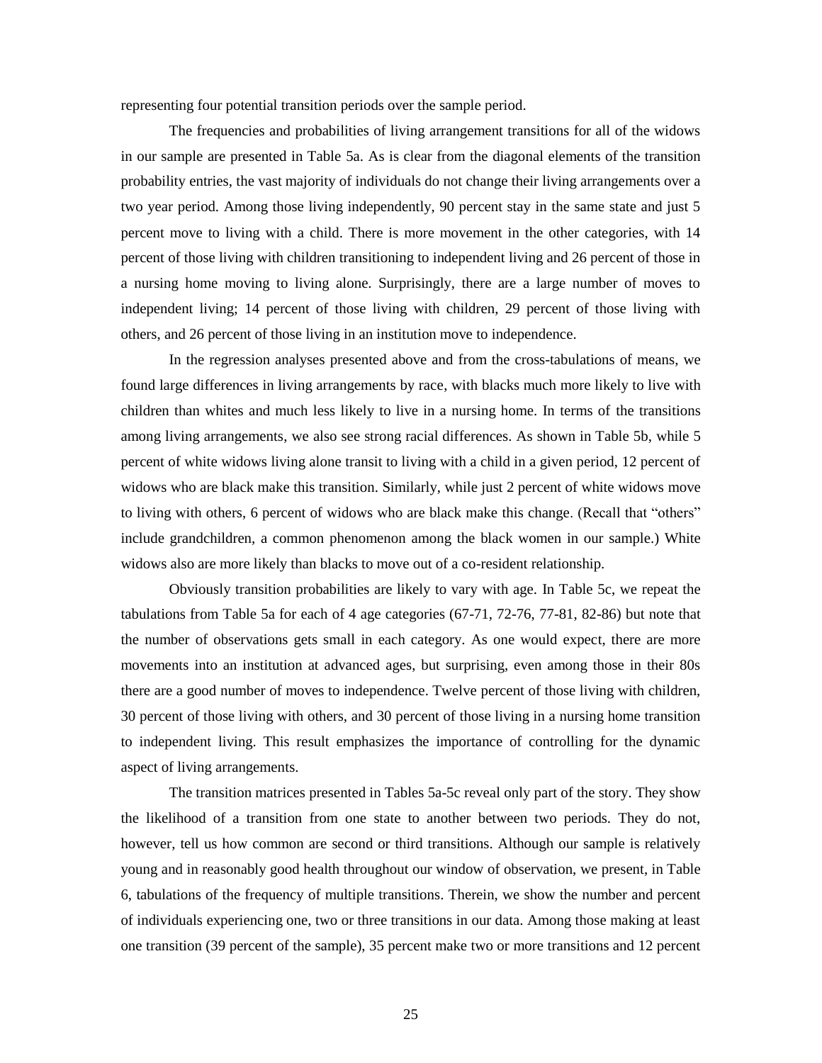representing four potential transition periods over the sample period.

The frequencies and probabilities of living arrangement transitions for all of the widows in our sample are presented in Table 5a. As is clear from the diagonal elements of the transition probability entries, the vast majority of individuals do not change their living arrangements over a two year period. Among those living independently, 90 percent stay in the same state and just 5 percent move to living with a child. There is more movement in the other categories, with 14 percent of those living with children transitioning to independent living and 26 percent of those in a nursing home moving to living alone. Surprisingly, there are a large number of moves to independent living; 14 percent of those living with children, 29 percent of those living with others, and 26 percent of those living in an institution move to independence.

In the regression analyses presented above and from the cross-tabulations of means, we found large differences in living arrangements by race, with blacks much more likely to live with children than whites and much less likely to live in a nursing home. In terms of the transitions among living arrangements, we also see strong racial differences. As shown in Table 5b, while 5 percent of white widows living alone transit to living with a child in a given period, 12 percent of widows who are black make this transition. Similarly, while just 2 percent of white widows move to living with others, 6 percent of widows who are black make this change. (Recall that "others" include grandchildren, a common phenomenon among the black women in our sample.) White widows also are more likely than blacks to move out of a co-resident relationship.

Obviously transition probabilities are likely to vary with age. In Table 5c, we repeat the tabulations from Table 5a for each of 4 age categories (67-71, 72-76, 77-81, 82-86) but note that the number of observations gets small in each category. As one would expect, there are more movements into an institution at advanced ages, but surprising, even among those in their 80s there are a good number of moves to independence. Twelve percent of those living with children, 30 percent of those living with others, and 30 percent of those living in a nursing home transition to independent living. This result emphasizes the importance of controlling for the dynamic aspect of living arrangements.

The transition matrices presented in Tables 5a-5c reveal only part of the story. They show the likelihood of a transition from one state to another between two periods. They do not, however, tell us how common are second or third transitions. Although our sample is relatively young and in reasonably good health throughout our window of observation, we present, in Table 6, tabulations of the frequency of multiple transitions. Therein, we show the number and percent of individuals experiencing one, two or three transitions in our data. Among those making at least one transition (39 percent of the sample), 35 percent make two or more transitions and 12 percent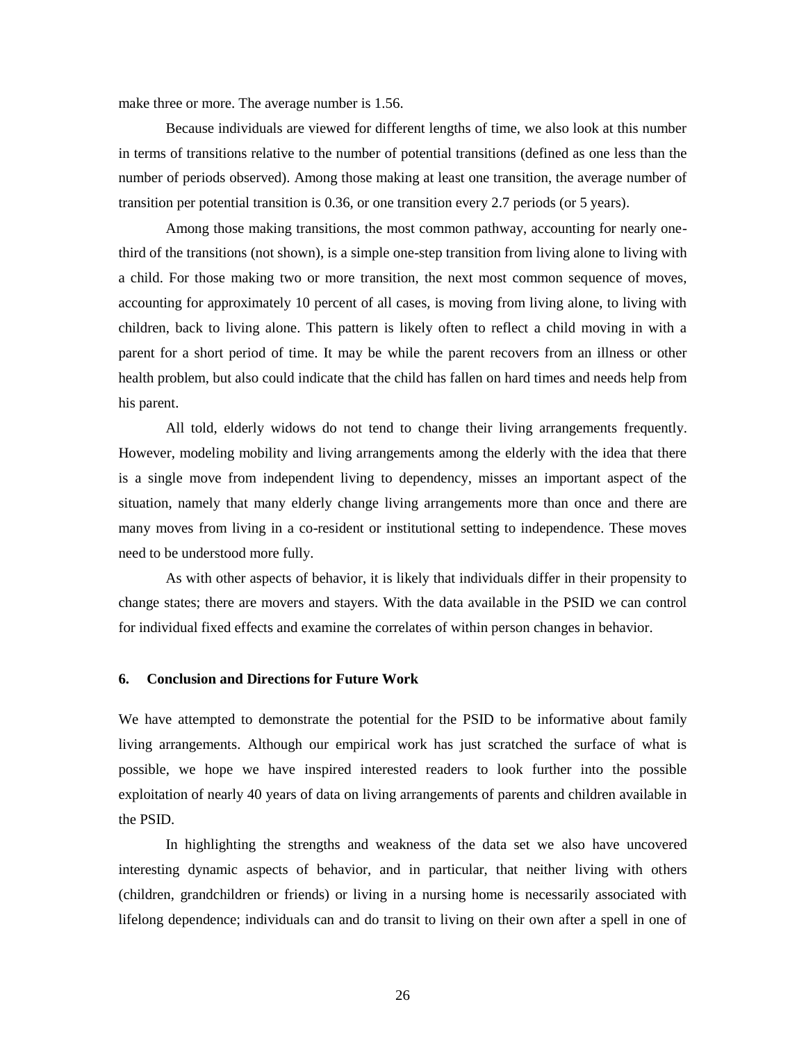make three or more. The average number is 1.56.

Because individuals are viewed for different lengths of time, we also look at this number in terms of transitions relative to the number of potential transitions (defined as one less than the number of periods observed). Among those making at least one transition, the average number of transition per potential transition is 0.36, or one transition every 2.7 periods (or 5 years).

Among those making transitions, the most common pathway, accounting for nearly one-third of the transitions (not shown), is a simple one-step transition from living alone to living with a child. For those making two or more transition, the next most common sequence of moves, accounting for approximately 10 percent of all cases, is moving from living alone, to living with children, back to living alone. This pattern is likely often to reflect a child moving in with a parent for a short period of time. It may be while the parent recovers from an illness or other health problem, but also could indicate that the child has fallen on hard times and needs help from his parent.

All told, elderly widows do not tend to change their living arrangements frequently. However, modeling mobility and living arrangements among the elderly with the idea that there is a single move from independent living to dependency, misses an important aspect of the situation, namely that many elderly change living arrangements more than once and there are many moves from living in a co-resident or institutional setting to independence. These moves need to be understood more fully.

As with other aspects of behavior, it is likely that individuals differ in their propensity to change states; there are movers and stayers. With the data available in the PSID we can control for individual fixed effects and examine the correlates of within person changes in behavior.

## 6. Conclusion and Directions for Future Work

We have attempted to demonstrate the potential for the PSID to be informative about family living arrangements. Although our empirical work has just scratched the surface of what is possible, we hope we have inspired interested readers to look further into the possible exploitation of nearly 40 years of data on living arrangements of parents and children available in the PSID.

In highlighting the strengths and weakness of the data set we also have uncovered interesting dynamic aspects of behavior, and in particular, that neither living with others (children, grandchildren or friends) or living in a nursing home is necessarily associated with lifelong dependence; individuals can and do transit to living on their own after a spell in one of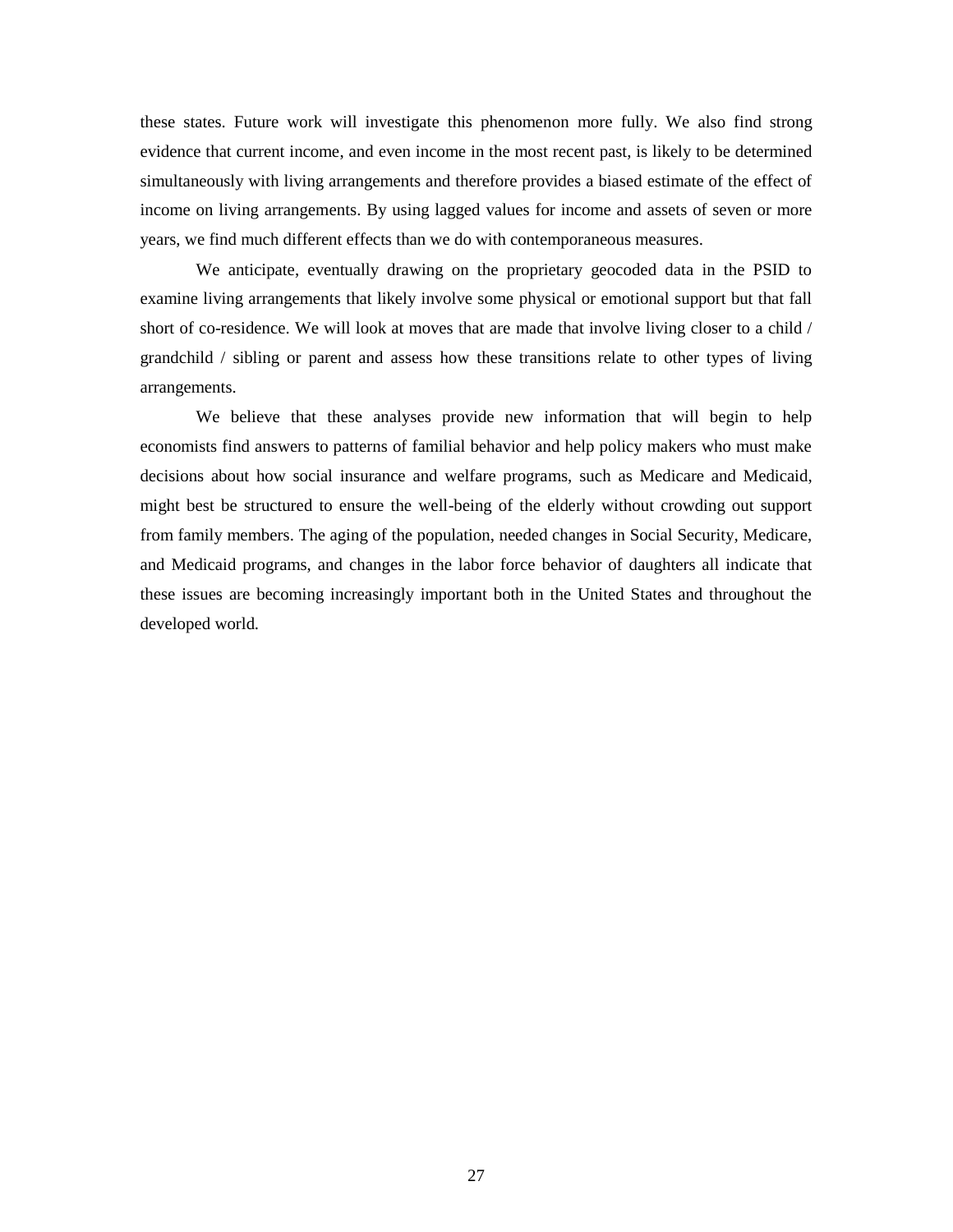these states. Future work will investigate this phenomenon more fully. We also find strong evidence that current income, and even income in the most recent past, is likely to be determined simultaneously with living arrangements and therefore provides a biased estimate of the effect of income on living arrangements. By using lagged values for income and assets of seven or more years, we find much different effects than we do with contemporaneous measures.

We anticipate, eventually drawing on the proprietary geocoded data in the PSID to examine living arrangements that likely involve some physical or emotional support but that fall short of co-residence. We will look at moves that are made that involve living closer to a child / grandchild / sibling or parent and assess how these transitions relate to other types of living arrangements.

We believe that these analyses provide new information that will begin to help economists find answers to patterns of familial behavior and help policy makers who must make decisions about how social insurance and welfare programs, such as Medicare and Medicaid, might best be structured to ensure the well-being of the elderly without crowding out support from family members. The aging of the population, needed changes in Social Security, Medicare, and Medicaid programs, and changes in the labor force behavior of daughters all indicate that these issues are becoming increasingly important both in the United States and throughout the developed world.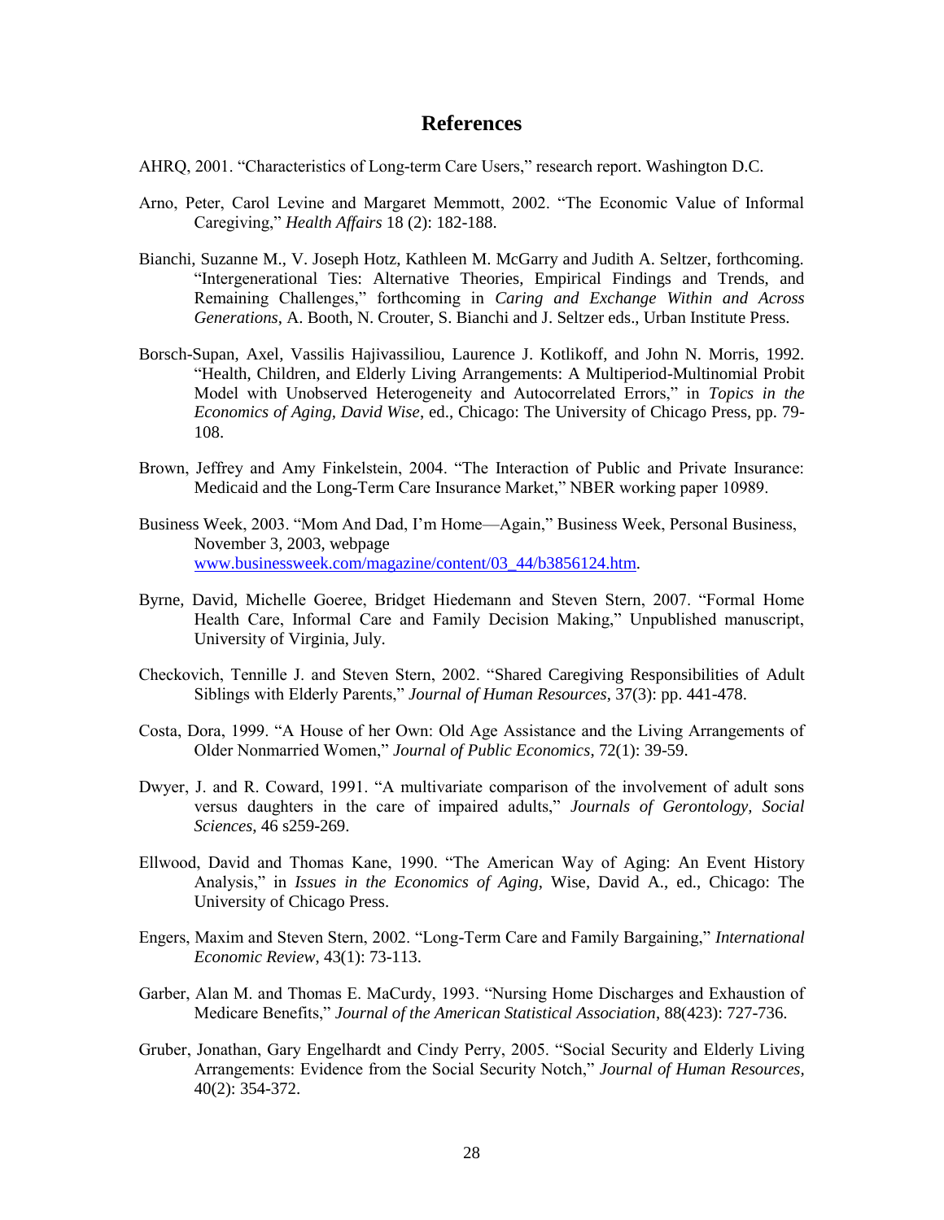# References

AHRQ, 2001. "Characteristics of Long-term Care Users," research report. Washington D.C.

Arno, Peter, Carol Levine and Margaret Memmott, 2002. "The Economic Value of Informal Caregiving," *Health Affairs* 18 (2): 182-188.

Bianchi, Suzanne M., V. Joseph Hotz, Kathleen M. McGarry and Judith A. Seltzer, forthcoming. "Intergenerational Ties: Alternative Theories, Empirical Findings and Trends, and Remaining Challenges," forthcoming in *Caring and Exchange Within and Across Generations*, A. Booth, N. Crouter, S. Bianchi and J. Seltzer eds., Urban Institute Press.

Borsch-Supan, Axel, Vassilis Hajivassiliou, Laurence J. Kotlikoff, and John N. Morris, 1992. "Health, Children, and Elderly Living Arrangements: A Multiperiod-Multinomial Probit Model with Unobserved Heterogeneity and Autocorrelated Errors," in *Topics in the Economics of Aging, David Wise*, ed., Chicago: The University of Chicago Press, pp. 79-108.

Brown, Jeffrey and Amy Finkelstein, 2004. "The Interaction of Public and Private Insurance: Medicaid and the Long-Term Care Insurance Market," NBER working paper 10989.

Business Week, 2003. "Mom And Dad, I'm Home—Again," Business Week, Personal Business, November 3, 2003, webpage www.businessweek.com/magazine/content/03_44/b3856124.htm.

Byrne, David, Michelle Goeree, Bridget Hiedemann and Steven Stern, 2007. "Formal Home Health Care, Informal Care and Family Decision Making," Unpublished manuscript, University of Virginia, July.

Checkovich, Tennille J. and Steven Stern, 2002. "Shared Caregiving Responsibilities of Adult Siblings with Elderly Parents," *Journal of Human Resources*, 37(3): pp. 441-478.

Costa, Dora, 1999. "A House of her Own: Old Age Assistance and the Living Arrangements of Older Nonmarried Women," *Journal of Public Economics*, 72(1): 39-59.

Dwyer, J. and R. Coward, 1991. "A multivariate comparison of the involvement of adult sons versus daughters in the care of impaired adults," *Journals of Gerontology, Social Sciences*, 46 s259-269.

Ellwood, David and Thomas Kane, 1990. "The American Way of Aging: An Event History Analysis," in *Issues in the Economics of Aging*, Wise, David A., ed., Chicago: The University of Chicago Press.

Engers, Maxim and Steven Stern, 2002. "Long-Term Care and Family Bargaining," *International Economic Review*, 43(1): 73-113.

Garber, Alan M. and Thomas E. MaCurdy, 1993. "Nursing Home Discharges and Exhaustion of Medicare Benefits," *Journal of the American Statistical Association*, 88(423): 727-736.

Gruber, Jonathan, Gary Engelhardt and Cindy Perry, 2005. "Social Security and Elderly Living Arrangements: Evidence from the Social Security Notch," *Journal of Human Resources*, 40(2): 354-372.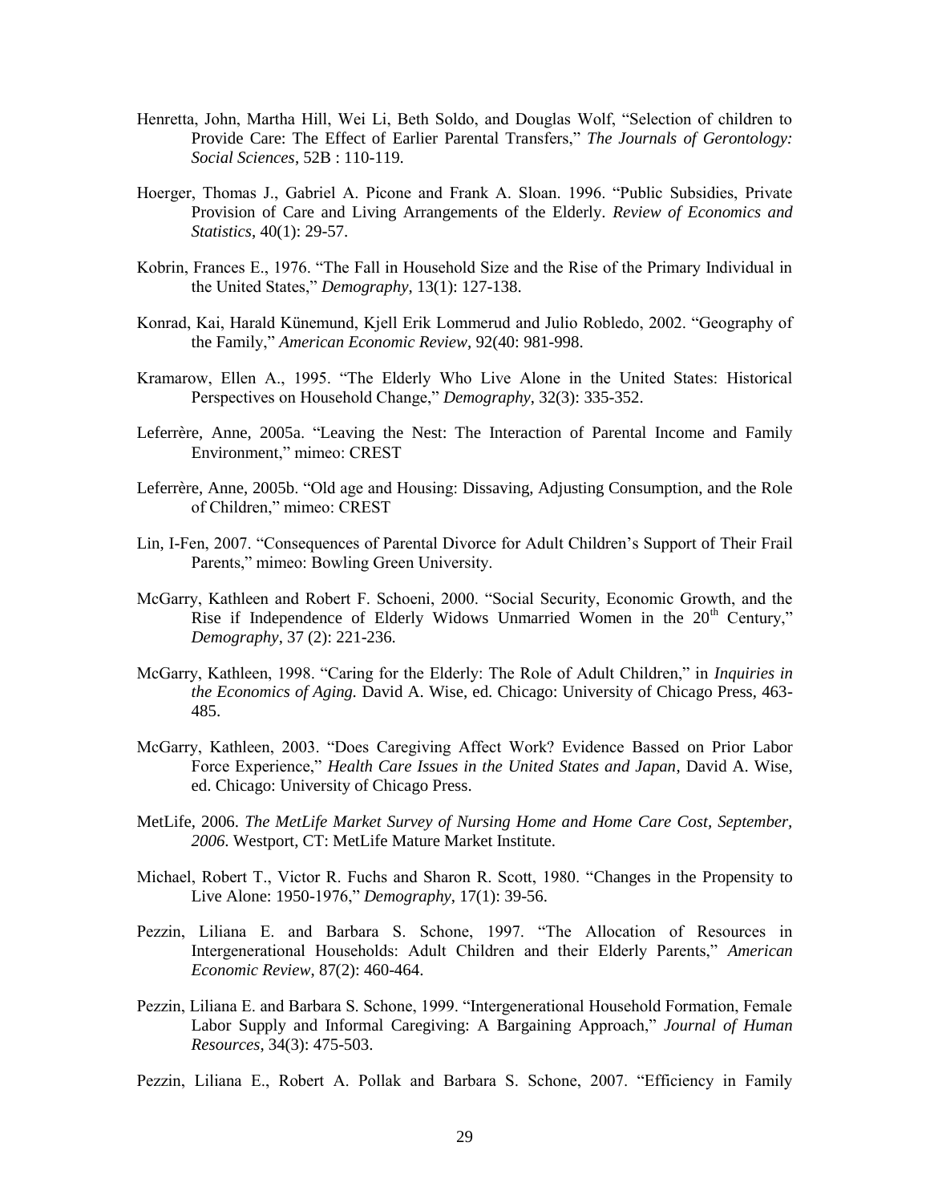Henretta, John, Martha Hill, Wei Li, Beth Soldo, and Douglas Wolf, "Selection of children to Provide Care: The Effect of Earlier Parental Transfers," *The Journals of Gerontology: Social Sciences*, 52B : 110-119.

Hoerger, Thomas J., Gabriel A. Picone and Frank A. Sloan. 1996. "Public Subsidies, Private Provision of Care and Living Arrangements of the Elderly. *Review of Economics and Statistics*, 40(1): 29-57.

Kobrin, Frances E., 1976. "The Fall in Household Size and the Rise of the Primary Individual in the United States," *Demography*, 13(1): 127-138.

Konrad, Kai, Harald Künemund, Kjell Erik Lommerud and Julio Robledo, 2002. "Geography of the Family," *American Economic Review*, 92(40: 981-998.

Kramarow, Ellen A., 1995. "The Elderly Who Live Alone in the United States: Historical Perspectives on Household Change," *Demography*, 32(3): 335-352.

Leferrère, Anne, 2005a. "Leaving the Nest: The Interaction of Parental Income and Family Environment," mimeo: CREST

Leferrère, Anne, 2005b. "Old age and Housing: Dissaving, Adjusting Consumption, and the Role of Children," mimeo: CREST

Lin, I-Fen, 2007. "Consequences of Parental Divorce for Adult Children's Support of Their Frail Parents," mimeo: Bowling Green University.

McGarry, Kathleen and Robert F. Schoeni, 2000. "Social Security, Economic Growth, and the Rise if Independence of Elderly Widows Unmarried Women in the 20th Century," *Demography*, 37 (2): 221-236.

McGarry, Kathleen, 1998. "Caring for the Elderly: The Role of Adult Children," in *Inquiries in the Economics of Aging.* David A. Wise, ed. Chicago: University of Chicago Press, 463-485.

McGarry, Kathleen, 2003. "Does Caregiving Affect Work? Evidence Bassed on Prior Labor Force Experience," *Health Care Issues in the United States and Japan*, David A. Wise, ed. Chicago: University of Chicago Press.

MetLife, 2006. *The MetLife Market Survey of Nursing Home and Home Care Cost, September, 2006.* Westport, CT: MetLife Mature Market Institute.

Michael, Robert T., Victor R. Fuchs and Sharon R. Scott, 1980. "Changes in the Propensity to Live Alone: 1950-1976," *Demography*, 17(1): 39-56.

Pezzin, Liliana E. and Barbara S. Schone, 1997. "The Allocation of Resources in Intergenerational Households: Adult Children and their Elderly Parents," *American Economic Review*, 87(2): 460-464.

Pezzin, Liliana E. and Barbara S. Schone, 1999. "Intergenerational Household Formation, Female Labor Supply and Informal Caregiving: A Bargaining Approach," *Journal of Human Resources*, 34(3): 475-503.

Pezzin, Liliana E., Robert A. Pollak and Barbara S. Schone, 2007. "Efficiency in Family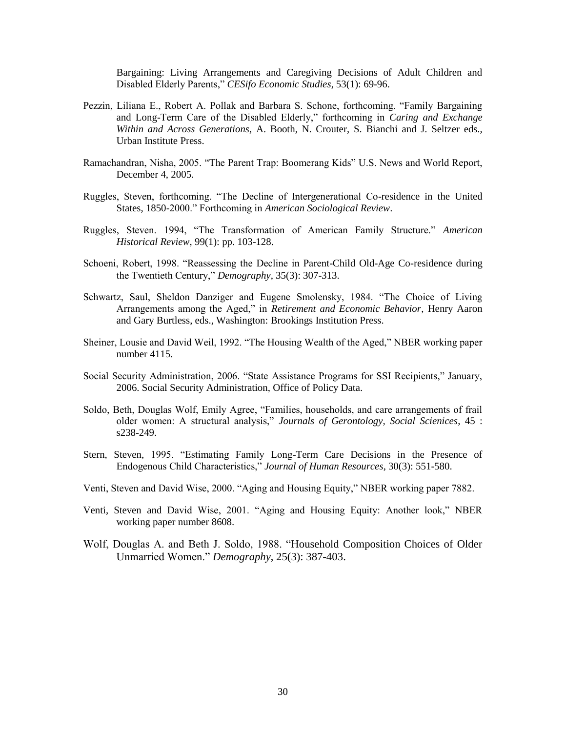Bargaining: Living Arrangements and Caregiving Decisions of Adult Children and Disabled Elderly Parents," *CESifo Economic Studies*, 53(1): 69-96.

Pezzin, Liliana E., Robert A. Pollak and Barbara S. Schone, forthcoming. "Family Bargaining and Long-Term Care of the Disabled Elderly," forthcoming in *Caring and Exchange Within and Across Generations*, A. Booth, N. Crouter, S. Bianchi and J. Seltzer eds., Urban Institute Press.

Ramachandran, Nisha, 2005. "The Parent Trap: Boomerang Kids" U.S. News and World Report, December 4, 2005.

Ruggles, Steven, forthcoming. "The Decline of Intergenerational Co-residence in the United States, 1850-2000." Forthcoming in *American Sociological Review*.

Ruggles, Steven. 1994, "The Transformation of American Family Structure." *American Historical Review*, 99(1): pp. 103-128.

Schoeni, Robert, 1998. "Reassessing the Decline in Parent-Child Old-Age Co-residence during the Twentieth Century," *Demography*, 35(3): 307-313.

Schwartz, Saul, Sheldon Danziger and Eugene Smolensky, 1984. "The Choice of Living Arrangements among the Aged," in *Retirement and Economic Behavior*, Henry Aaron and Gary Burtless, eds., Washington: Brookings Institution Press.

Sheiner, Lousie and David Weil, 1992. "The Housing Wealth of the Aged," NBER working paper number 4115.

Social Security Administration, 2006. "State Assistance Programs for SSI Recipients," January, 2006. Social Security Administration, Office of Policy Data.

Soldo, Beth, Douglas Wolf, Emily Agree, "Families, households, and care arrangements of frail older women: A structural analysis," *Journals of Gerontology, Social Sciences*, 45 : s238-249.

Stern, Steven, 1995. "Estimating Family Long-Term Care Decisions in the Presence of Endogenous Child Characteristics," *Journal of Human Resources*, 30(3): 551-580.

Venti, Steven and David Wise, 2000. "Aging and Housing Equity," NBER working paper 7882.

Venti, Steven and David Wise, 2001. "Aging and Housing Equity: Another look," NBER working paper number 8608.

Wolf, Douglas A. and Beth J. Soldo, 1988. "Household Composition Choices of Older Unmarried Women." *Demography*, 25(3): 387-403.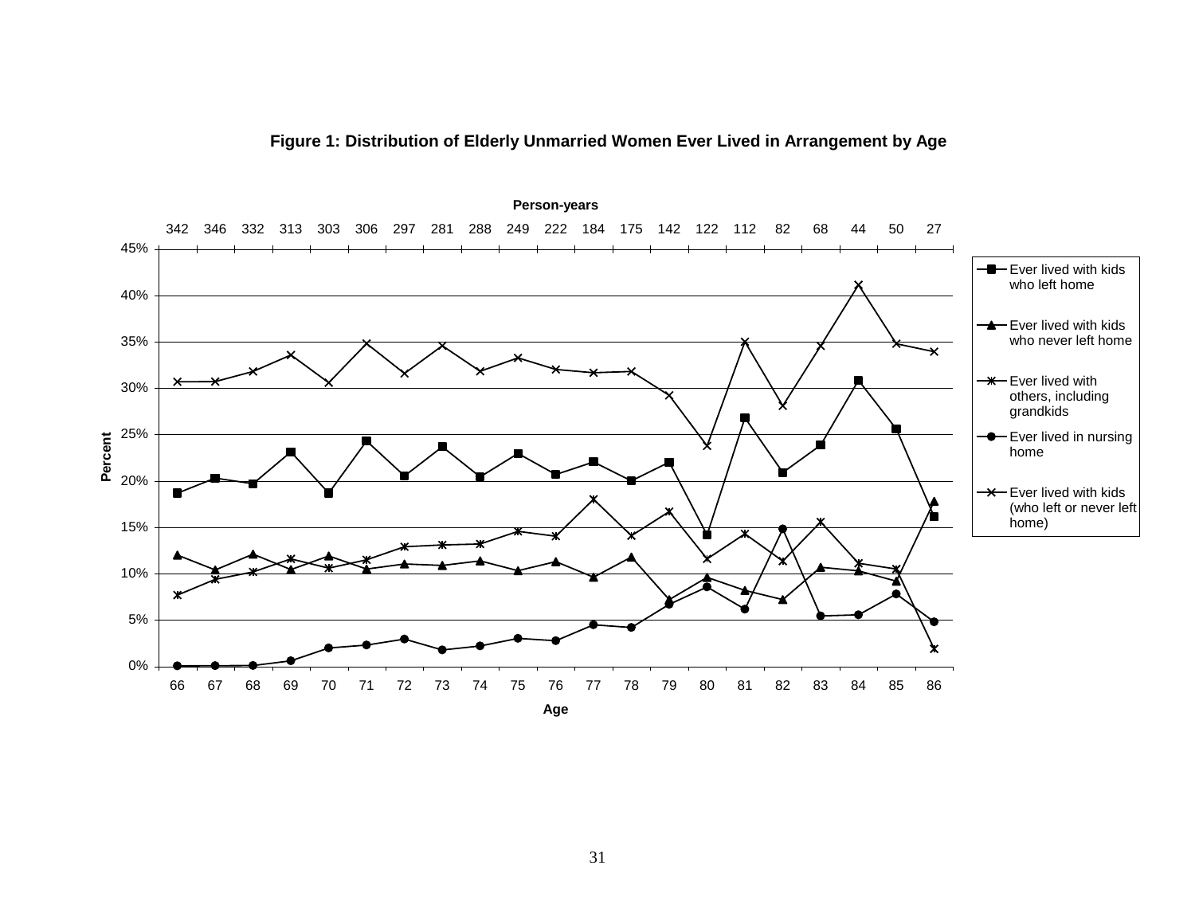**Figure 1: Distribution of Elderly Unmarried Women Ever Lived in Arrangement by Age**

Person-years

| Age | 66 | 67 | 68 | 69 | 70 | 71 | 72 | 73 | 74 | 75 | 76 | 77 | 78 | 79 | 80 | 81 | 82 | 83 | 84 | 85 | 86 |
|---|---|---|---|---|---|---|---|---|---|---|---|---|---|---|---|---|---|---|---|---|---|
| Person-years | 342 | 346 | 332 | 313 | 303 | 306 | 297 | 281 | 288 | 249 | 222 | 184 | 175 | 142 | 122 | 112 | 82 | 68 | 44 | 50 | 27 |

Legend:
- Ever lived with kids who left home
- Ever lived with kids who never left home
- Ever lived with others, including grandkids
- Ever lived in nursing home
- Ever lived with kids (who left or never left home)

Percent (0%–45%)

Age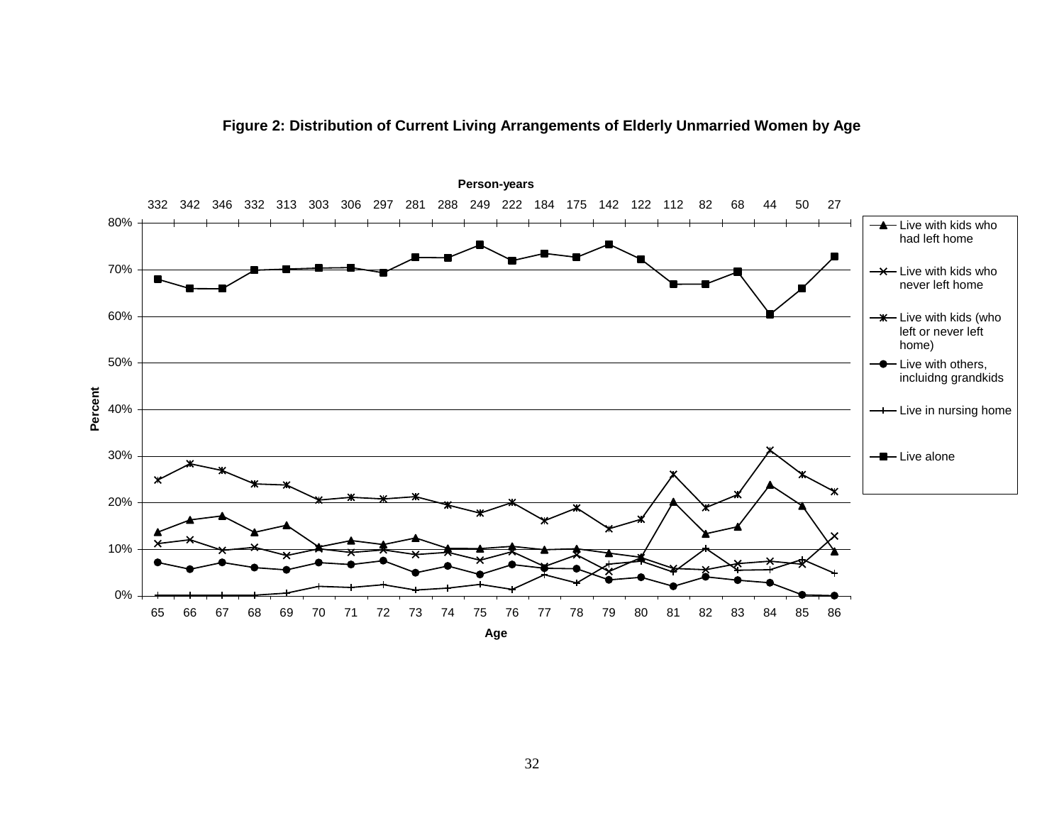**Figure 2: Distribution of Current Living Arrangements of Elderly Unmarried Women by Age**

Person-years

| Age | 65 | 66 | 67 | 68 | 69 | 70 | 71 | 72 | 73 | 74 | 75 | 76 | 77 | 78 | 79 | 80 | 81 | 82 | 83 | 84 | 85 | 86 |
|---|---|---|---|---|---|---|---|---|---|---|---|---|---|---|---|---|---|---|---|---|---|---|
| Person-years | 332 | 342 | 346 | 332 | 313 | 303 | 306 | 297 | 281 | 288 | 249 | 222 | 184 | 175 | 142 | 122 | 112 | 82 | 68 | 44 | 50 | 27 |

Percent: 0% – 80%

Age

- Live with kids who had left home
- Live with kids who never left home
- Live with kids (who left or never left home)
- Live with others, incluidng grandkids
- Live in nursing home
- Live alone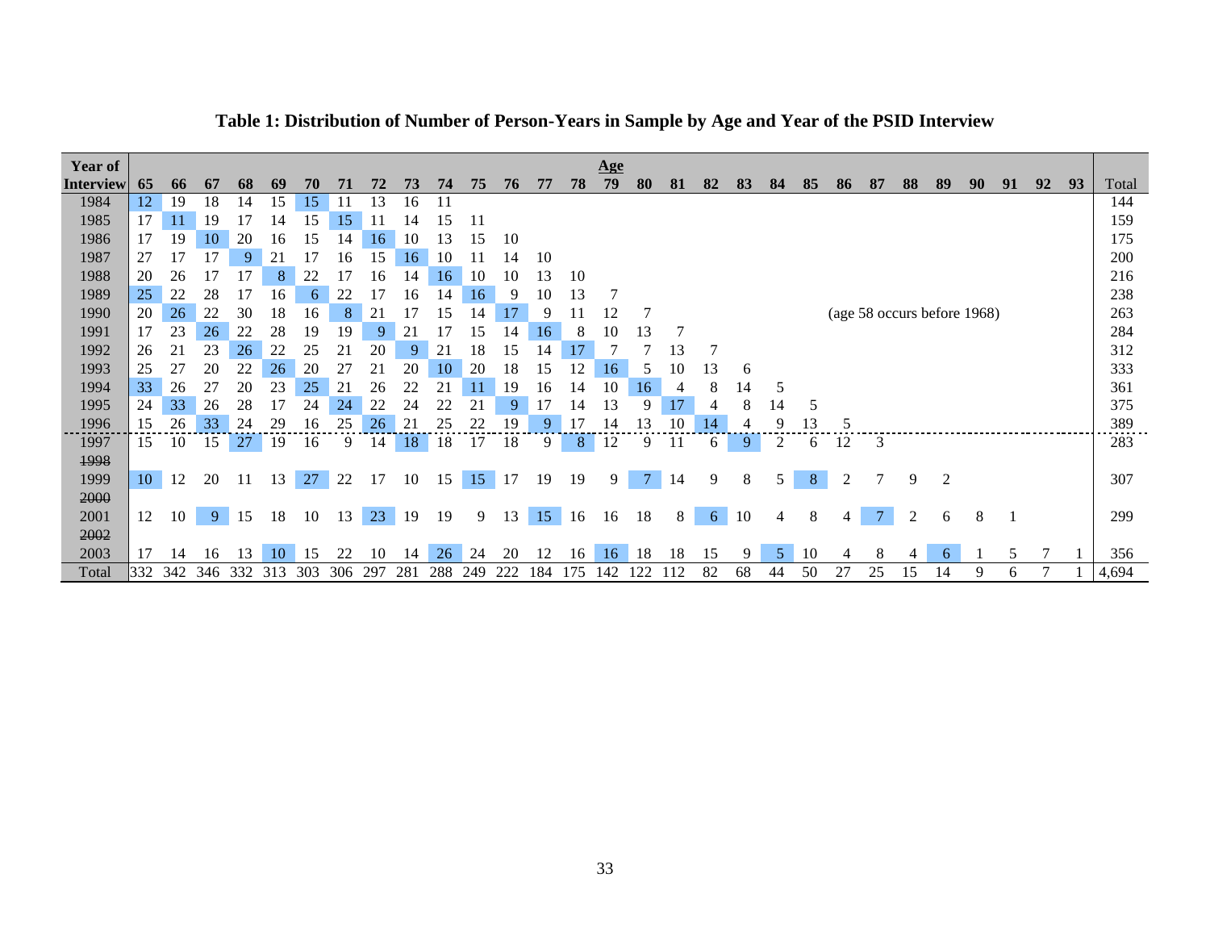**Table 1: Distribution of Number of Person-Years in Sample by Age and Year of the PSID Interview**

| Year of Interview | Age 65 | 66 | 67 | 68 | 69 | 70 | 71 | 72 | 73 | 74 | 75 | 76 | 77 | 78 | 79 | 80 | 81 | 82 | 83 | 84 | 85 | 86 | 87 | 88 | 89 | 90 | 91 | 92 | 93 | Total |
|---|---|---|---|---|---|---|---|---|---|---|---|---|---|---|---|---|---|---|---|---|---|---|---|---|---|---|---|---|---|---|
| 1984 | 12 | 19 | 18 | 14 | 15 | 15 | 11 | 13 | 16 | 11 | | | | | | | | | | | | | | | | | | | | 144 |
| 1985 | 17 | 11 | 19 | 17 | 14 | 15 | 15 | 11 | 14 | 15 | 11 | | | | | | | | | | | | | | | | | | | 159 |
| 1986 | 17 | 19 | 10 | 20 | 16 | 15 | 14 | 16 | 10 | 13 | 15 | 10 | | | | | | | | | | | | | | | | | | 175 |
| 1987 | 27 | 17 | 17 | 9 | 21 | 17 | 16 | 15 | 16 | 10 | 11 | 14 | 10 | | | | | | | | | | | | | | | | | 200 |
| 1988 | 20 | 26 | 17 | 17 | 8 | 22 | 17 | 16 | 14 | 16 | 10 | 10 | 13 | 10 | | | | | | | | | | | | | | | | 216 |
| 1989 | 25 | 22 | 28 | 17 | 16 | 6 | 22 | 17 | 16 | 14 | 16 | 9 | 10 | 13 | 7 | | | | | | | | | | | | | | | 238 |
| 1990 | 20 | 26 | 22 | 30 | 18 | 16 | 8 | 21 | 17 | 15 | 14 | 17 | 9 | 11 | 12 | 7 | | | | | | (age 58 occurs before 1968) | | | | | | | | 263 |
| 1991 | 17 | 23 | 26 | 22 | 28 | 19 | 19 | 9 | 21 | 17 | 15 | 14 | 16 | 8 | 10 | 13 | 7 | | | | | | | | | | | | | 284 |
| 1992 | 26 | 21 | 23 | 26 | 22 | 25 | 21 | 20 | 9 | 21 | 18 | 15 | 14 | 17 | 7 | 7 | 13 | 7 | | | | | | | | | | | | 312 |
| 1993 | 25 | 27 | 20 | 22 | 26 | 20 | 27 | 21 | 20 | 10 | 20 | 18 | 15 | 12 | 16 | 5 | 10 | 13 | 6 | | | | | | | | | | | 333 |
| 1994 | 33 | 26 | 27 | 20 | 23 | 25 | 21 | 26 | 22 | 21 | 11 | 19 | 16 | 14 | 10 | 16 | 4 | 8 | 14 | 5 | | | | | | | | | | 361 |
| 1995 | 24 | 33 | 26 | 28 | 17 | 24 | 24 | 22 | 24 | 22 | 21 | 9 | 17 | 14 | 13 | 9 | 17 | 4 | 8 | 14 | 5 | | | | | | | | | 375 |
| 1996 | 15 | 26 | 33 | 24 | 29 | 16 | 25 | 26 | 21 | 25 | 22 | 19 | 9 | 17 | 14 | 13 | 10 | 14 | 4 | 9 | 13 | 5 | | | | | | | | 389 |
| 1997 | 15 | 10 | 15 | 27 | 19 | 16 | 9 | 14 | 18 | 18 | 17 | 18 | 9 | 8 | 12 | 9 | 11 | 6 | 9 | 2 | 6 | 12 | 3 | | | | | | | 283 |
| ~~1998~~ | | | | | | | | | | | | | | | | | | | | | | | | | | | | | | |
| 1999 | 10 | 12 | 20 | 11 | 13 | 27 | 22 | 17 | 10 | 15 | 15 | 17 | 19 | 19 | 9 | 7 | 14 | 9 | 8 | 5 | 8 | 2 | 7 | 9 | 2 | | | | | 307 |
| ~~2000~~ | | | | | | | | | | | | | | | | | | | | | | | | | | | | | | |
| 2001 | 12 | 10 | 9 | 15 | 18 | 10 | 13 | 23 | 19 | 19 | 9 | 13 | 15 | 16 | 16 | 18 | 8 | 6 | 10 | 4 | 8 | 4 | 7 | 2 | 6 | 8 | 1 | | | 299 |
| ~~2002~~ | | | | | | | | | | | | | | | | | | | | | | | | | | | | | | |
| 2003 | 17 | 14 | 16 | 13 | 10 | 15 | 22 | 10 | 14 | 26 | 24 | 20 | 12 | 16 | 16 | 18 | 18 | 15 | 9 | 5 | 10 | 4 | 8 | 4 | 6 | 1 | 5 | 7 | 1 | 356 |
| Total | 332 | 342 | 346 | 332 | 313 | 303 | 306 | 297 | 281 | 288 | 249 | 222 | 184 | 175 | 142 | 122 | 112 | 82 | 68 | 44 | 50 | 27 | 25 | 15 | 14 | 9 | 6 | 7 | 1 | 4,694 |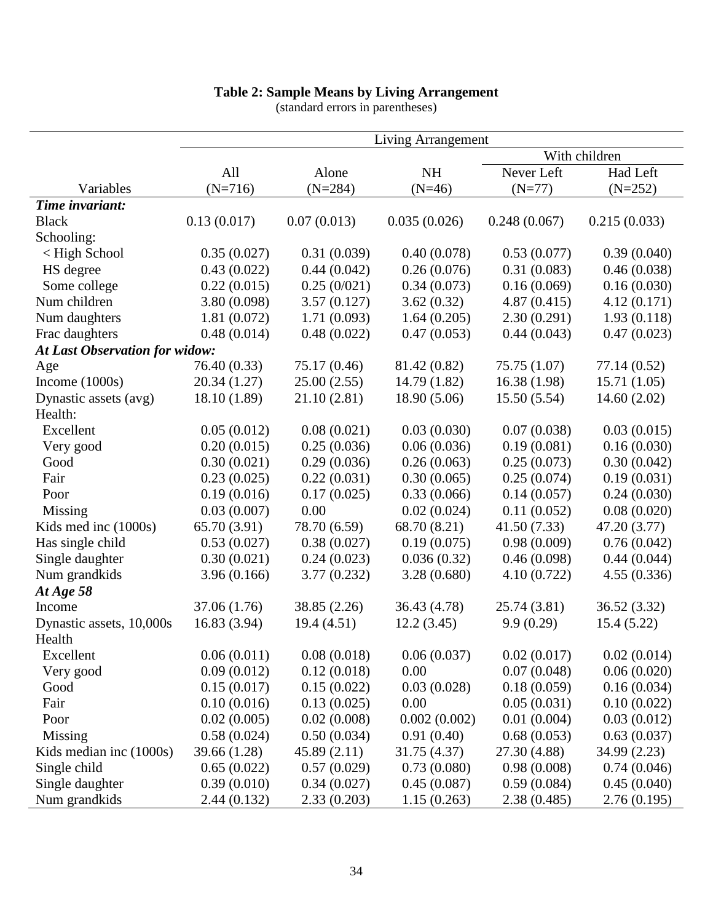**Table 2: Sample Means by Living Arrangement**
(standard errors in parentheses)

| | Living Arrangement | | | | |
|---|---|---|---|---|---|
| | | | | With children | |
| | All | Alone | NH | Never Left | Had Left |
| Variables | (N=716) | (N=284) | (N=46) | (N=77) | (N=252) |
| ***Time invariant:*** | | | | | |
| Black | 0.13 (0.017) | 0.07 (0.013) | 0.035 (0.026) | 0.248 (0.067) | 0.215 (0.033) |
| Schooling: | | | | | |
| < High School | 0.35 (0.027) | 0.31 (0.039) | 0.40 (0.078) | 0.53 (0.077) | 0.39 (0.040) |
| HS degree | 0.43 (0.022) | 0.44 (0.042) | 0.26 (0.076) | 0.31 (0.083) | 0.46 (0.038) |
| Some college | 0.22 (0.015) | 0.25 (0/021) | 0.34 (0.073) | 0.16 (0.069) | 0.16 (0.030) |
| Num children | 3.80 (0.098) | 3.57 (0.127) | 3.62 (0.32) | 4.87 (0.415) | 4.12 (0.171) |
| Num daughters | 1.81 (0.072) | 1.71 (0.093) | 1.64 (0.205) | 2.30 (0.291) | 1.93 (0.118) |
| Frac daughters | 0.48 (0.014) | 0.48 (0.022) | 0.47 (0.053) | 0.44 (0.043) | 0.47 (0.023) |
| ***At Last Observation for widow:*** | | | | | |
| Age | 76.40 (0.33) | 75.17 (0.46) | 81.42 (0.82) | 75.75 (1.07) | 77.14 (0.52) |
| Income (1000s) | 20.34 (1.27) | 25.00 (2.55) | 14.79 (1.82) | 16.38 (1.98) | 15.71 (1.05) |
| Dynastic assets (avg) | 18.10 (1.89) | 21.10 (2.81) | 18.90 (5.06) | 15.50 (5.54) | 14.60 (2.02) |
| Health: | | | | | |
| Excellent | 0.05 (0.012) | 0.08 (0.021) | 0.03 (0.030) | 0.07 (0.038) | 0.03 (0.015) |
| Very good | 0.20 (0.015) | 0.25 (0.036) | 0.06 (0.036) | 0.19 (0.081) | 0.16 (0.030) |
| Good | 0.30 (0.021) | 0.29 (0.036) | 0.26 (0.063) | 0.25 (0.073) | 0.30 (0.042) |
| Fair | 0.23 (0.025) | 0.22 (0.031) | 0.30 (0.065) | 0.25 (0.074) | 0.19 (0.031) |
| Poor | 0.19 (0.016) | 0.17 (0.025) | 0.33 (0.066) | 0.14 (0.057) | 0.24 (0.030) |
| Missing | 0.03 (0.007) | 0.00 | 0.02 (0.024) | 0.11 (0.052) | 0.08 (0.020) |
| Kids med inc (1000s) | 65.70 (3.91) | 78.70 (6.59) | 68.70 (8.21) | 41.50 (7.33) | 47.20 (3.77) |
| Has single child | 0.53 (0.027) | 0.38 (0.027) | 0.19 (0.075) | 0.98 (0.009) | 0.76 (0.042) |
| Single daughter | 0.30 (0.021) | 0.24 (0.023) | 0.036 (0.32) | 0.46 (0.098) | 0.44 (0.044) |
| Num grandkids | 3.96 (0.166) | 3.77 (0.232) | 3.28 (0.680) | 4.10 (0.722) | 4.55 (0.336) |
| ***At Age 58*** | | | | | |
| Income | 37.06 (1.76) | 38.85 (2.26) | 36.43 (4.78) | 25.74 (3.81) | 36.52 (3.32) |
| Dynastic assets, 10,000s | 16.83 (3.94) | 19.4 (4.51) | 12.2 (3.45) | 9.9 (0.29) | 15.4 (5.22) |
| Health | | | | | |
| Excellent | 0.06 (0.011) | 0.08 (0.018) | 0.06 (0.037) | 0.02 (0.017) | 0.02 (0.014) |
| Very good | 0.09 (0.012) | 0.12 (0.018) | 0.00 | 0.07 (0.048) | 0.06 (0.020) |
| Good | 0.15 (0.017) | 0.15 (0.022) | 0.03 (0.028) | 0.18 (0.059) | 0.16 (0.034) |
| Fair | 0.10 (0.016) | 0.13 (0.025) | 0.00 | 0.05 (0.031) | 0.10 (0.022) |
| Poor | 0.02 (0.005) | 0.02 (0.008) | 0.002 (0.002) | 0.01 (0.004) | 0.03 (0.012) |
| Missing | 0.58 (0.024) | 0.50 (0.034) | 0.91 (0.40) | 0.68 (0.053) | 0.63 (0.037) |
| Kids median inc (1000s) | 39.66 (1.28) | 45.89 (2.11) | 31.75 (4.37) | 27.30 (4.88) | 34.99 (2.23) |
| Single child | 0.65 (0.022) | 0.57 (0.029) | 0.73 (0.080) | 0.98 (0.008) | 0.74 (0.046) |
| Single daughter | 0.39 (0.010) | 0.34 (0.027) | 0.45 (0.087) | 0.59 (0.084) | 0.45 (0.040) |
| Num grandkids | 2.44 (0.132) | 2.33 (0.203) | 1.15 (0.263) | 2.38 (0.485) | 2.76 (0.195) |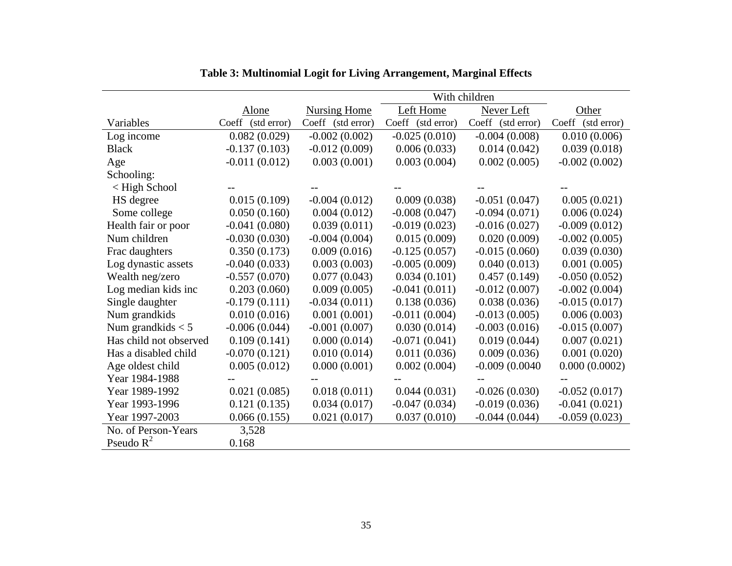**Table 3: Multinomial Logit for Living Arrangement, Marginal Effects**

| | | | With children | | |
|---|---|---|---|---|---|
| | Alone | Nursing Home | Left Home | Never Left | Other |
| Variables | Coeff (std error) | Coeff (std error) | Coeff (std error) | Coeff (std error) | Coeff (std error) |
| Log income | 0.082 (0.029) | -0.002 (0.002) | -0.025 (0.010) | -0.004 (0.008) | 0.010 (0.006) |
| Black | -0.137 (0.103) | -0.012 (0.009) | 0.006 (0.033) | 0.014 (0.042) | 0.039 (0.018) |
| Age | -0.011 (0.012) | 0.003 (0.001) | 0.003 (0.004) | 0.002 (0.005) | -0.002 (0.002) |
| Schooling: | | | | | |
| < High School | -- | -- | -- | -- | -- |
| HS degree | 0.015 (0.109) | -0.004 (0.012) | 0.009 (0.038) | -0.051 (0.047) | 0.005 (0.021) |
| Some college | 0.050 (0.160) | 0.004 (0.012) | -0.008 (0.047) | -0.094 (0.071) | 0.006 (0.024) |
| Health fair or poor | -0.041 (0.080) | 0.039 (0.011) | -0.019 (0.023) | -0.016 (0.027) | -0.009 (0.012) |
| Num children | -0.030 (0.030) | -0.004 (0.004) | 0.015 (0.009) | 0.020 (0.009) | -0.002 (0.005) |
| Frac daughters | 0.350 (0.173) | 0.009 (0.016) | -0.125 (0.057) | -0.015 (0.060) | 0.039 (0.030) |
| Log dynastic assets | -0.040 (0.033) | 0.003 (0.003) | -0.005 (0.009) | 0.040 (0.013) | 0.001 (0.005) |
| Wealth neg/zero | -0.557 (0.070) | 0.077 (0.043) | 0.034 (0.101) | 0.457 (0.149) | -0.050 (0.052) |
| Log median kids inc | 0.203 (0.060) | 0.009 (0.005) | -0.041 (0.011) | -0.012 (0.007) | -0.002 (0.004) |
| Single daughter | -0.179 (0.111) | -0.034 (0.011) | 0.138 (0.036) | 0.038 (0.036) | -0.015 (0.017) |
| Num grandkids | 0.010 (0.016) | 0.001 (0.001) | -0.011 (0.004) | -0.013 (0.005) | 0.006 (0.003) |
| Num grandkids < 5 | -0.006 (0.044) | -0.001 (0.007) | 0.030 (0.014) | -0.003 (0.016) | -0.015 (0.007) |
| Has child not observed | 0.109 (0.141) | 0.000 (0.014) | -0.071 (0.041) | 0.019 (0.044) | 0.007 (0.021) |
| Has a disabled child | -0.070 (0.121) | 0.010 (0.014) | 0.011 (0.036) | 0.009 (0.036) | 0.001 (0.020) |
| Age oldest child | 0.005 (0.012) | 0.000 (0.001) | 0.002 (0.004) | -0.009 (0.0040 | 0.000 (0.0002) |
| Year 1984-1988 | -- | -- | -- | -- | -- |
| Year 1989-1992 | 0.021 (0.085) | 0.018 (0.011) | 0.044 (0.031) | -0.026 (0.030) | -0.052 (0.017) |
| Year 1993-1996 | 0.121 (0.135) | 0.034 (0.017) | -0.047 (0.034) | -0.019 (0.036) | -0.041 (0.021) |
| Year 1997-2003 | 0.066 (0.155) | 0.021 (0.017) | 0.037 (0.010) | -0.044 (0.044) | -0.059 (0.023) |
| No. of Person-Years | 3,528 | | | | |
| Pseudo $R^2$ | 0.168 | | | | |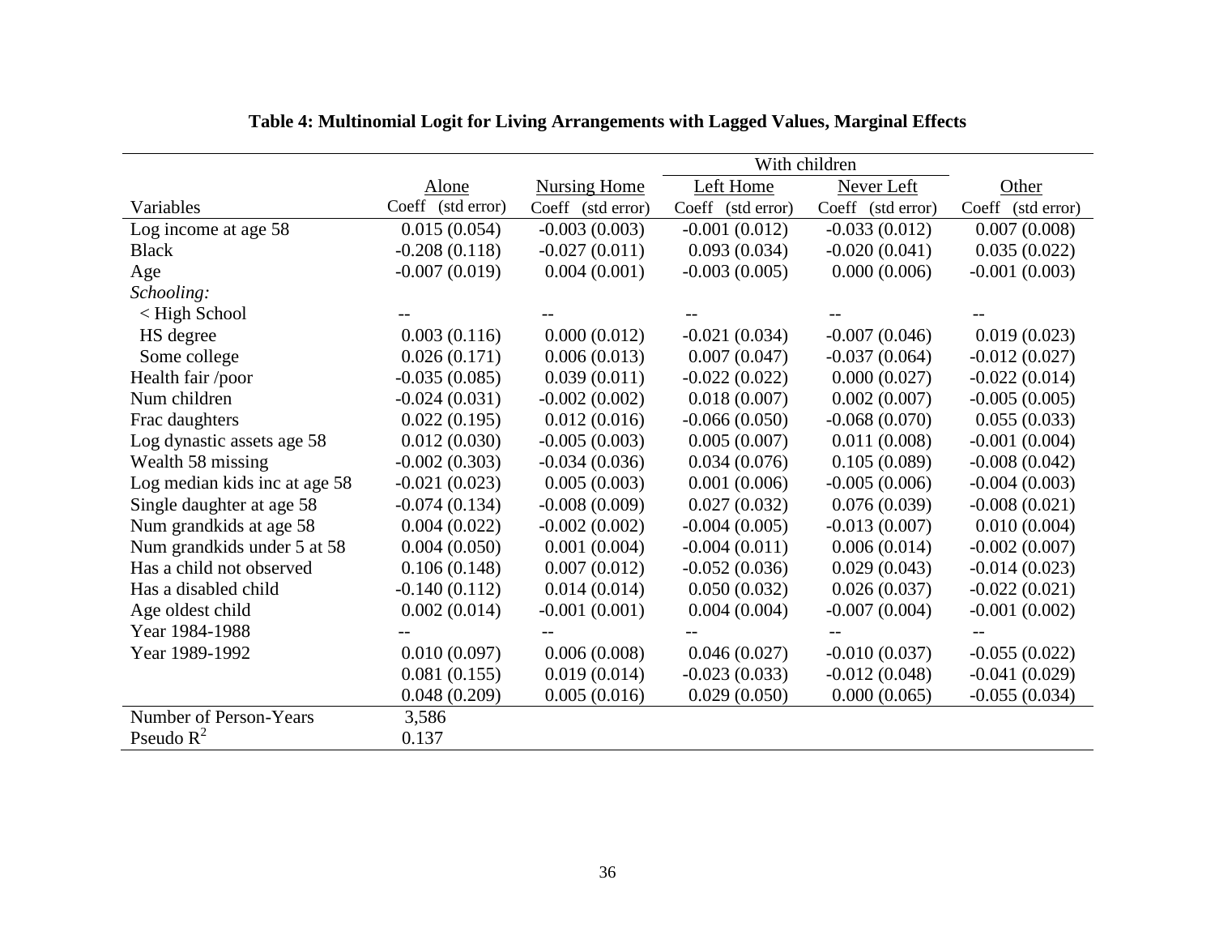**Table 4: Multinomial Logit for Living Arrangements with Lagged Values, Marginal Effects**

| | Alone | Nursing Home | With children | | Other |
|---|---|---|---|---|---|
| | | | Left Home | Never Left | |
| Variables | Coeff (std error) | Coeff (std error) | Coeff (std error) | Coeff (std error) | Coeff (std error) |
| Log income at age 58 | 0.015 (0.054) | -0.003 (0.003) | -0.001 (0.012) | -0.033 (0.012) | 0.007 (0.008) |
| Black | -0.208 (0.118) | -0.027 (0.011) | 0.093 (0.034) | -0.020 (0.041) | 0.035 (0.022) |
| Age | -0.007 (0.019) | 0.004 (0.001) | -0.003 (0.005) | 0.000 (0.006) | -0.001 (0.003) |
| *Schooling:* | | | | | |
| < High School | -- | -- | -- | -- | -- |
| HS degree | 0.003 (0.116) | 0.000 (0.012) | -0.021 (0.034) | -0.007 (0.046) | 0.019 (0.023) |
| Some college | 0.026 (0.171) | 0.006 (0.013) | 0.007 (0.047) | -0.037 (0.064) | -0.012 (0.027) |
| Health fair /poor | -0.035 (0.085) | 0.039 (0.011) | -0.022 (0.022) | 0.000 (0.027) | -0.022 (0.014) |
| Num children | -0.024 (0.031) | -0.002 (0.002) | 0.018 (0.007) | 0.002 (0.007) | -0.005 (0.005) |
| Frac daughters | 0.022 (0.195) | 0.012 (0.016) | -0.066 (0.050) | -0.068 (0.070) | 0.055 (0.033) |
| Log dynastic assets age 58 | 0.012 (0.030) | -0.005 (0.003) | 0.005 (0.007) | 0.011 (0.008) | -0.001 (0.004) |
| Wealth 58 missing | -0.002 (0.303) | -0.034 (0.036) | 0.034 (0.076) | 0.105 (0.089) | -0.008 (0.042) |
| Log median kids inc at age 58 | -0.021 (0.023) | 0.005 (0.003) | 0.001 (0.006) | -0.005 (0.006) | -0.004 (0.003) |
| Single daughter at age 58 | -0.074 (0.134) | -0.008 (0.009) | 0.027 (0.032) | 0.076 (0.039) | -0.008 (0.021) |
| Num grandkids at age 58 | 0.004 (0.022) | -0.002 (0.002) | -0.004 (0.005) | -0.013 (0.007) | 0.010 (0.004) |
| Num grandkids under 5 at 58 | 0.004 (0.050) | 0.001 (0.004) | -0.004 (0.011) | 0.006 (0.014) | -0.002 (0.007) |
| Has a child not observed | 0.106 (0.148) | 0.007 (0.012) | -0.052 (0.036) | 0.029 (0.043) | -0.014 (0.023) |
| Has a disabled child | -0.140 (0.112) | 0.014 (0.014) | 0.050 (0.032) | 0.026 (0.037) | -0.022 (0.021) |
| Age oldest child | 0.002 (0.014) | -0.001 (0.001) | 0.004 (0.004) | -0.007 (0.004) | -0.001 (0.002) |
| Year 1984-1988 | -- | -- | -- | -- | -- |
| Year 1989-1992 | 0.010 (0.097) | 0.006 (0.008) | 0.046 (0.027) | -0.010 (0.037) | -0.055 (0.022) |
| | 0.081 (0.155) | 0.019 (0.014) | -0.023 (0.033) | -0.012 (0.048) | -0.041 (0.029) |
| | 0.048 (0.209) | 0.005 (0.016) | 0.029 (0.050) | 0.000 (0.065) | -0.055 (0.034) |
| Number of Person-Years | 3,586 | | | | |
| Pseudo $R^2$ | 0.137 | | | | |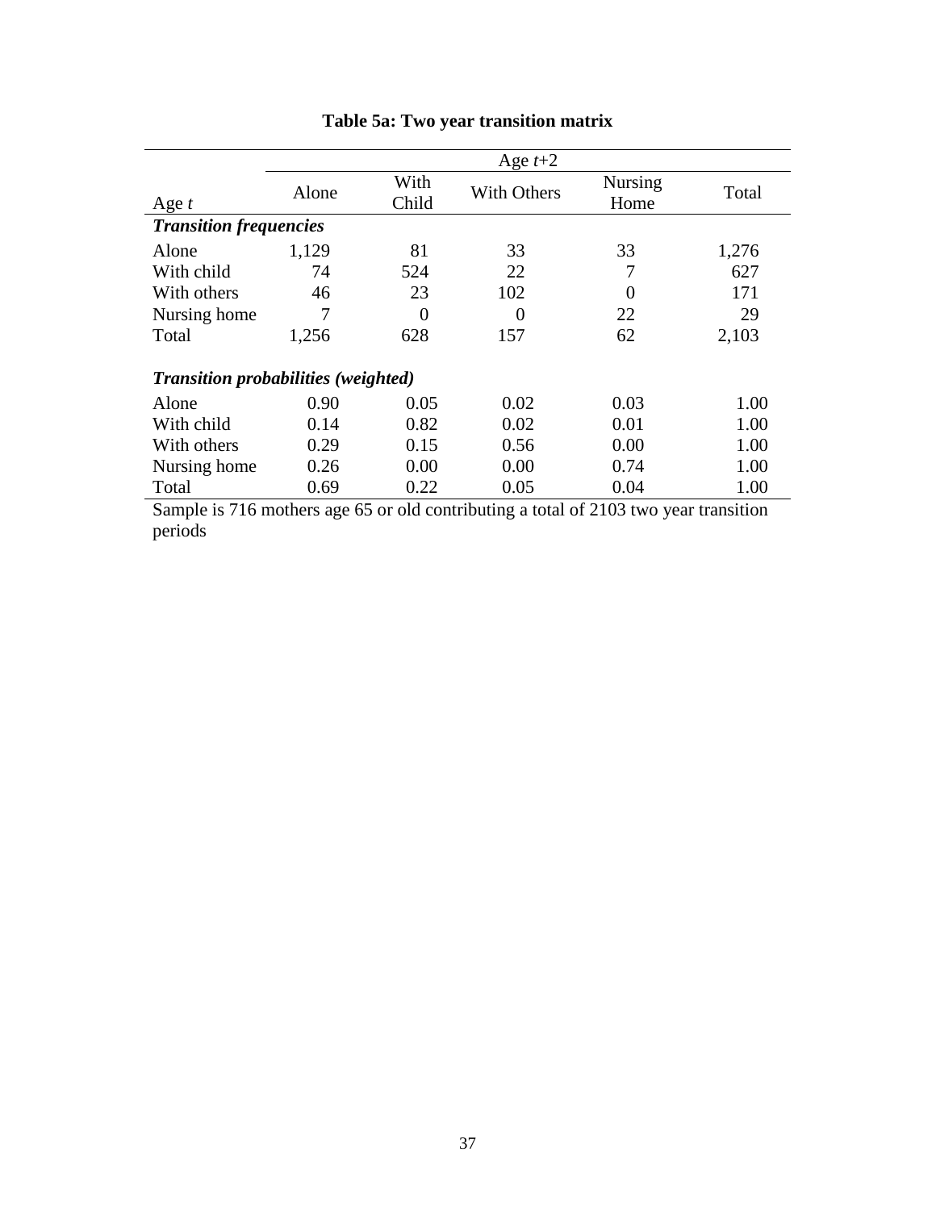**Table 5a: Two year transition matrix**

| | Age $t$+2 | | | | |
|---|---|---|---|---|---|
| Age $t$ | Alone | With Child | With Others | Nursing Home | Total |
| ***Transition frequencies*** | | | | | |
| Alone | 1,129 | 81 | 33 | 33 | 1,276 |
| With child | 74 | 524 | 22 | 7 | 627 |
| With others | 46 | 23 | 102 | 0 | 171 |
| Nursing home | 7 | 0 | 0 | 22 | 29 |
| Total | 1,256 | 628 | 157 | 62 | 2,103 |
| ***Transition probabilities (weighted)*** | | | | | |
| Alone | 0.90 | 0.05 | 0.02 | 0.03 | 1.00 |
| With child | 0.14 | 0.82 | 0.02 | 0.01 | 1.00 |
| With others | 0.29 | 0.15 | 0.56 | 0.00 | 1.00 |
| Nursing home | 0.26 | 0.00 | 0.00 | 0.74 | 1.00 |
| Total | 0.69 | 0.22 | 0.05 | 0.04 | 1.00 |

Sample is 716 mothers age 65 or old contributing a total of 2103 two year transition periods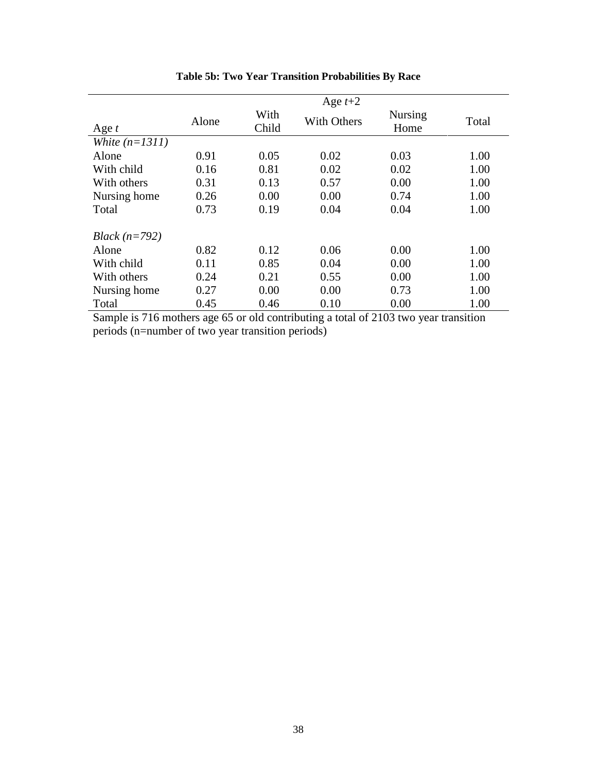**Table 5b: Two Year Transition Probabilities By Race**

| | Age $t$+2 | | | | |
|---|---|---|---|---|---|
| Age $t$ | Alone | With Child | With Others | Nursing Home | Total |
| *White (n=1311)* | | | | | |
| Alone | 0.91 | 0.05 | 0.02 | 0.03 | 1.00 |
| With child | 0.16 | 0.81 | 0.02 | 0.02 | 1.00 |
| With others | 0.31 | 0.13 | 0.57 | 0.00 | 1.00 |
| Nursing home | 0.26 | 0.00 | 0.00 | 0.74 | 1.00 |
| Total | 0.73 | 0.19 | 0.04 | 0.04 | 1.00 |
| | | | | | |
| *Black (n=792)* | | | | | |
| Alone | 0.82 | 0.12 | 0.06 | 0.00 | 1.00 |
| With child | 0.11 | 0.85 | 0.04 | 0.00 | 1.00 |
| With others | 0.24 | 0.21 | 0.55 | 0.00 | 1.00 |
| Nursing home | 0.27 | 0.00 | 0.00 | 0.73 | 1.00 |
| Total | 0.45 | 0.46 | 0.10 | 0.00 | 1.00 |

Sample is 716 mothers age 65 or old contributing a total of 2103 two year transition periods (n=number of two year transition periods)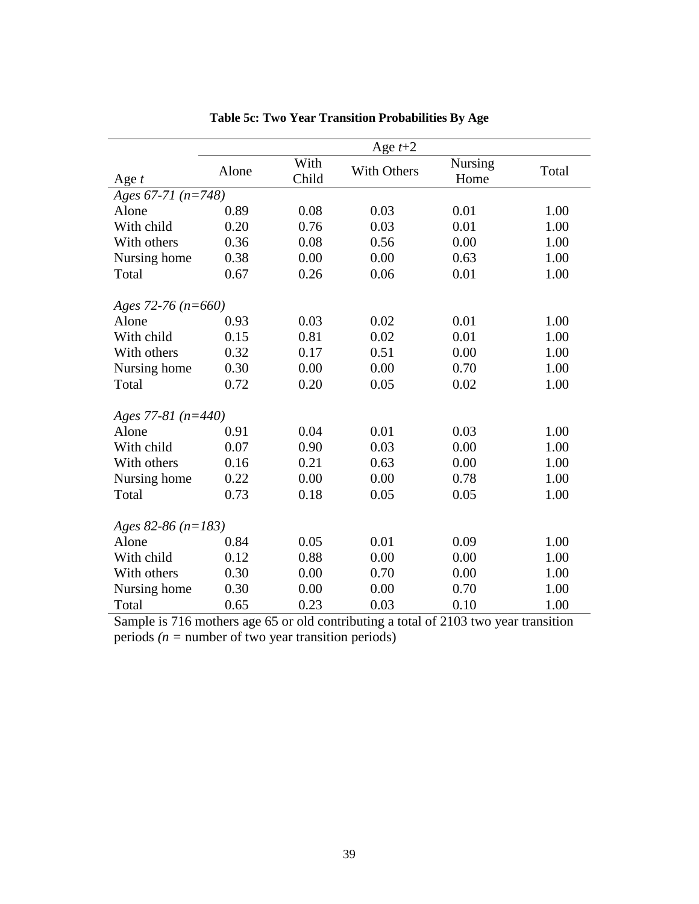**Table 5c: Two Year Transition Probabilities By Age**

| | Age *t*+2 | | | | |
|---|---|---|---|---|---|
| Age *t* | Alone | With Child | With Others | Nursing Home | Total |
| *Ages 67-71 (n=748)* | | | | | |
| Alone | 0.89 | 0.08 | 0.03 | 0.01 | 1.00 |
| With child | 0.20 | 0.76 | 0.03 | 0.01 | 1.00 |
| With others | 0.36 | 0.08 | 0.56 | 0.00 | 1.00 |
| Nursing home | 0.38 | 0.00 | 0.00 | 0.63 | 1.00 |
| Total | 0.67 | 0.26 | 0.06 | 0.01 | 1.00 |
| *Ages 72-76 (n=660)* | | | | | |
| Alone | 0.93 | 0.03 | 0.02 | 0.01 | 1.00 |
| With child | 0.15 | 0.81 | 0.02 | 0.01 | 1.00 |
| With others | 0.32 | 0.17 | 0.51 | 0.00 | 1.00 |
| Nursing home | 0.30 | 0.00 | 0.00 | 0.70 | 1.00 |
| Total | 0.72 | 0.20 | 0.05 | 0.02 | 1.00 |
| *Ages 77-81 (n=440)* | | | | | |
| Alone | 0.91 | 0.04 | 0.01 | 0.03 | 1.00 |
| With child | 0.07 | 0.90 | 0.03 | 0.00 | 1.00 |
| With others | 0.16 | 0.21 | 0.63 | 0.00 | 1.00 |
| Nursing home | 0.22 | 0.00 | 0.00 | 0.78 | 1.00 |
| Total | 0.73 | 0.18 | 0.05 | 0.05 | 1.00 |
| *Ages 82-86 (n=183)* | | | | | |
| Alone | 0.84 | 0.05 | 0.01 | 0.09 | 1.00 |
| With child | 0.12 | 0.88 | 0.00 | 0.00 | 1.00 |
| With others | 0.30 | 0.00 | 0.70 | 0.00 | 1.00 |
| Nursing home | 0.30 | 0.00 | 0.00 | 0.70 | 1.00 |
| Total | 0.65 | 0.23 | 0.03 | 0.10 | 1.00 |

Sample is 716 mothers age 65 or old contributing a total of 2103 two year transition periods *(n =* number of two year transition periods)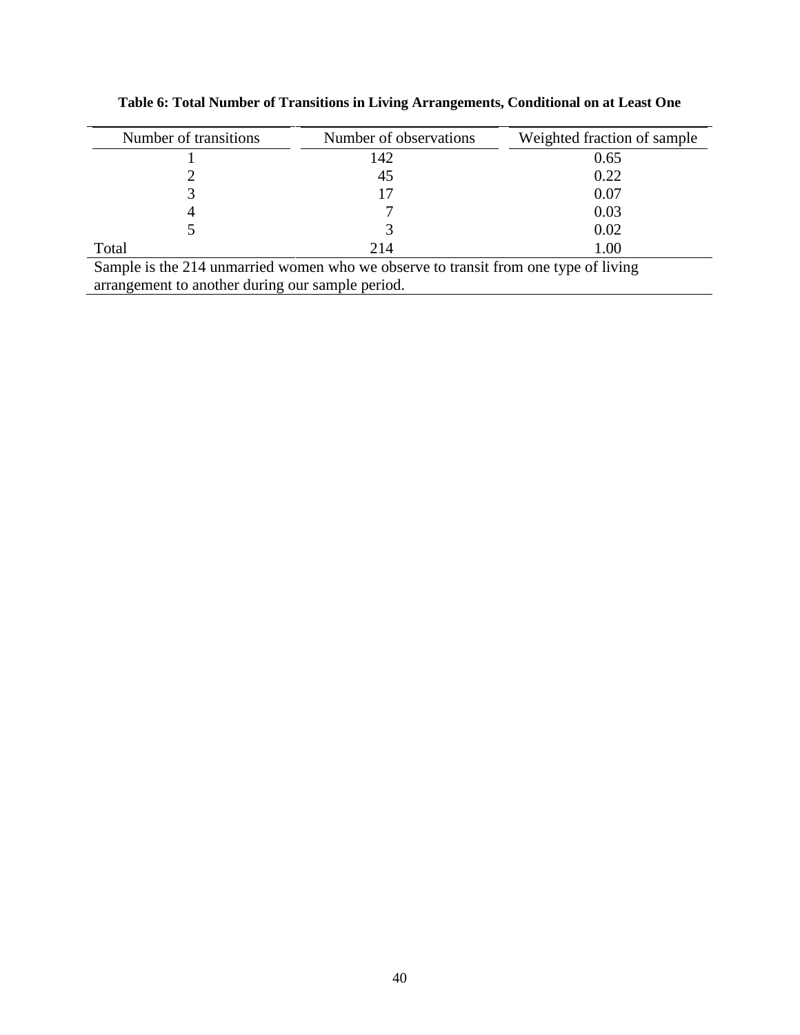**Table 6: Total Number of Transitions in Living Arrangements, Conditional on at Least One**

| Number of transitions | Number of observations | Weighted fraction of sample |
|---|---|---|
| 1 | 142 | 0.65 |
| 2 | 45 | 0.22 |
| 3 | 17 | 0.07 |
| 4 | 7 | 0.03 |
| 5 | 3 | 0.02 |
| Total | 214 | 1.00 |

Sample is the 214 unmarried women who we observe to transit from one type of living arrangement to another during our sample period.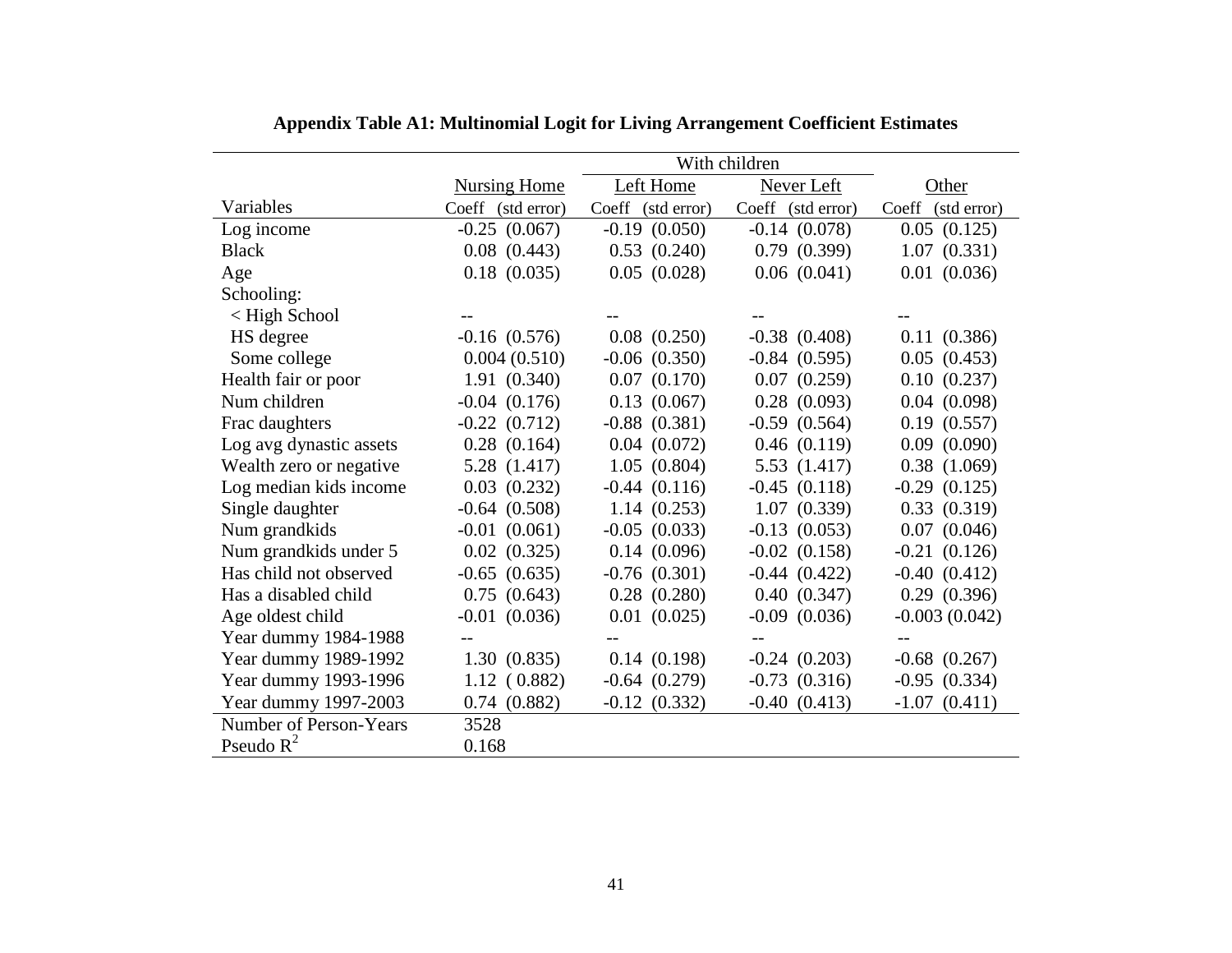**Appendix Table A1: Multinomial Logit for Living Arrangement Coefficient Estimates**

| | | With children | | |
|---|---|---|---|---|
| | Nursing Home | Left Home | Never Left | Other |
| Variables | Coeff (std error) | Coeff (std error) | Coeff (std error) | Coeff (std error) |
| Log income | -0.25 (0.067) | -0.19 (0.050) | -0.14 (0.078) | 0.05 (0.125) |
| Black | 0.08 (0.443) | 0.53 (0.240) | 0.79 (0.399) | 1.07 (0.331) |
| Age | 0.18 (0.035) | 0.05 (0.028) | 0.06 (0.041) | 0.01 (0.036) |
| Schooling: | | | | |
| < High School | -- | -- | -- | -- |
| HS degree | -0.16 (0.576) | 0.08 (0.250) | -0.38 (0.408) | 0.11 (0.386) |
| Some college | 0.004 (0.510) | -0.06 (0.350) | -0.84 (0.595) | 0.05 (0.453) |
| Health fair or poor | 1.91 (0.340) | 0.07 (0.170) | 0.07 (0.259) | 0.10 (0.237) |
| Num children | -0.04 (0.176) | 0.13 (0.067) | 0.28 (0.093) | 0.04 (0.098) |
| Frac daughters | -0.22 (0.712) | -0.88 (0.381) | -0.59 (0.564) | 0.19 (0.557) |
| Log avg dynastic assets | 0.28 (0.164) | 0.04 (0.072) | 0.46 (0.119) | 0.09 (0.090) |
| Wealth zero or negative | 5.28 (1.417) | 1.05 (0.804) | 5.53 (1.417) | 0.38 (1.069) |
| Log median kids income | 0.03 (0.232) | -0.44 (0.116) | -0.45 (0.118) | -0.29 (0.125) |
| Single daughter | -0.64 (0.508) | 1.14 (0.253) | 1.07 (0.339) | 0.33 (0.319) |
| Num grandkids | -0.01 (0.061) | -0.05 (0.033) | -0.13 (0.053) | 0.07 (0.046) |
| Num grandkids under 5 | 0.02 (0.325) | 0.14 (0.096) | -0.02 (0.158) | -0.21 (0.126) |
| Has child not observed | -0.65 (0.635) | -0.76 (0.301) | -0.44 (0.422) | -0.40 (0.412) |
| Has a disabled child | 0.75 (0.643) | 0.28 (0.280) | 0.40 (0.347) | 0.29 (0.396) |
| Age oldest child | -0.01 (0.036) | 0.01 (0.025) | -0.09 (0.036) | -0.003 (0.042) |
| Year dummy 1984-1988 | -- | -- | -- | -- |
| Year dummy 1989-1992 | 1.30 (0.835) | 0.14 (0.198) | -0.24 (0.203) | -0.68 (0.267) |
| Year dummy 1993-1996 | 1.12 ( 0.882) | -0.64 (0.279) | -0.73 (0.316) | -0.95 (0.334) |
| Year dummy 1997-2003 | 0.74 (0.882) | -0.12 (0.332) | -0.40 (0.413) | -1.07 (0.411) |
| Number of Person-Years | 3528 | | | |
| Pseudo $R^2$ | 0.168 | | | |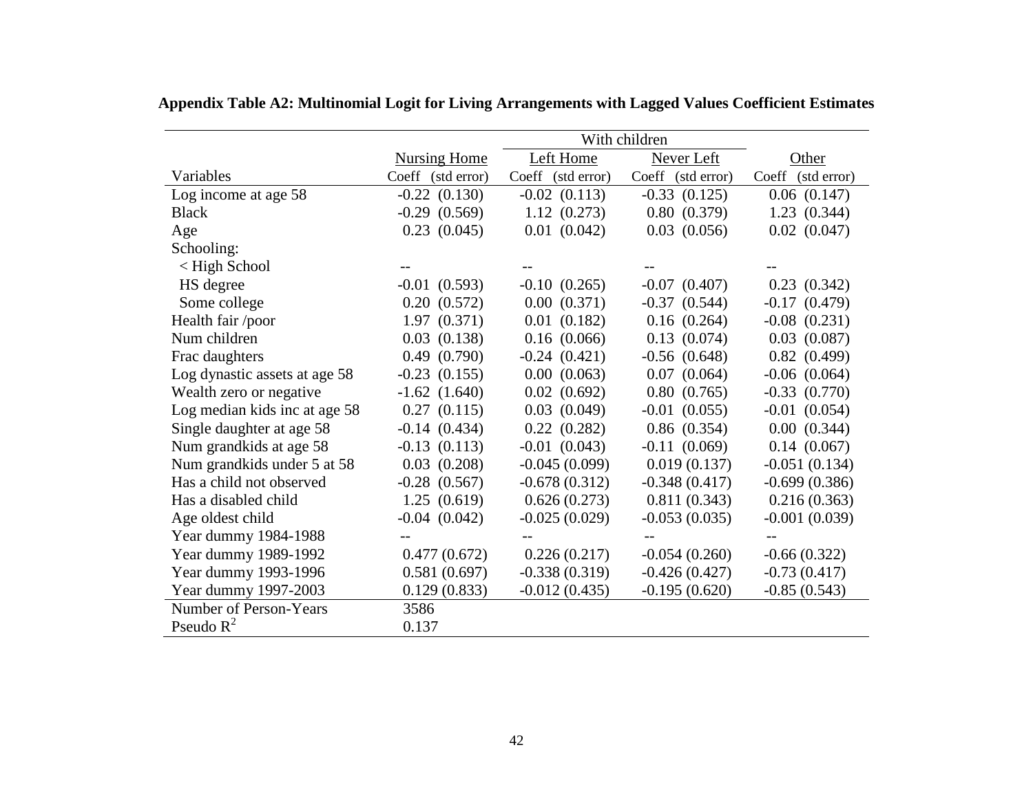**Appendix Table A2: Multinomial Logit for Living Arrangements with Lagged Values Coefficient Estimates**

| | | With children | | |
|---|---|---|---|---|
| | Nursing Home | Left Home | Never Left | Other |
| Variables | Coeff (std error) | Coeff (std error) | Coeff (std error) | Coeff (std error) |
| Log income at age 58 | -0.22 (0.130) | -0.02 (0.113) | -0.33 (0.125) | 0.06 (0.147) |
| Black | -0.29 (0.569) | 1.12 (0.273) | 0.80 (0.379) | 1.23 (0.344) |
| Age | 0.23 (0.045) | 0.01 (0.042) | 0.03 (0.056) | 0.02 (0.047) |
| Schooling: | | | | |
| < High School | -- | -- | -- | -- |
| HS degree | -0.01 (0.593) | -0.10 (0.265) | -0.07 (0.407) | 0.23 (0.342) |
| Some college | 0.20 (0.572) | 0.00 (0.371) | -0.37 (0.544) | -0.17 (0.479) |
| Health fair /poor | 1.97 (0.371) | 0.01 (0.182) | 0.16 (0.264) | -0.08 (0.231) |
| Num children | 0.03 (0.138) | 0.16 (0.066) | 0.13 (0.074) | 0.03 (0.087) |
| Frac daughters | 0.49 (0.790) | -0.24 (0.421) | -0.56 (0.648) | 0.82 (0.499) |
| Log dynastic assets at age 58 | -0.23 (0.155) | 0.00 (0.063) | 0.07 (0.064) | -0.06 (0.064) |
| Wealth zero or negative | -1.62 (1.640) | 0.02 (0.692) | 0.80 (0.765) | -0.33 (0.770) |
| Log median kids inc at age 58 | 0.27 (0.115) | 0.03 (0.049) | -0.01 (0.055) | -0.01 (0.054) |
| Single daughter at age 58 | -0.14 (0.434) | 0.22 (0.282) | 0.86 (0.354) | 0.00 (0.344) |
| Num grandkids at age 58 | -0.13 (0.113) | -0.01 (0.043) | -0.11 (0.069) | 0.14 (0.067) |
| Num grandkids under 5 at 58 | 0.03 (0.208) | -0.045 (0.099) | 0.019 (0.137) | -0.051 (0.134) |
| Has a child not observed | -0.28 (0.567) | -0.678 (0.312) | -0.348 (0.417) | -0.699 (0.386) |
| Has a disabled child | 1.25 (0.619) | 0.626 (0.273) | 0.811 (0.343) | 0.216 (0.363) |
| Age oldest child | -0.04 (0.042) | -0.025 (0.029) | -0.053 (0.035) | -0.001 (0.039) |
| Year dummy 1984-1988 | -- | -- | -- | -- |
| Year dummy 1989-1992 | 0.477 (0.672) | 0.226 (0.217) | -0.054 (0.260) | -0.66 (0.322) |
| Year dummy 1993-1996 | 0.581 (0.697) | -0.338 (0.319) | -0.426 (0.427) | -0.73 (0.417) |
| Year dummy 1997-2003 | 0.129 (0.833) | -0.012 (0.435) | -0.195 (0.620) | -0.85 (0.543) |
| Number of Person-Years | 3586 | | | |
| Pseudo $R^2$ | 0.137 | | | |